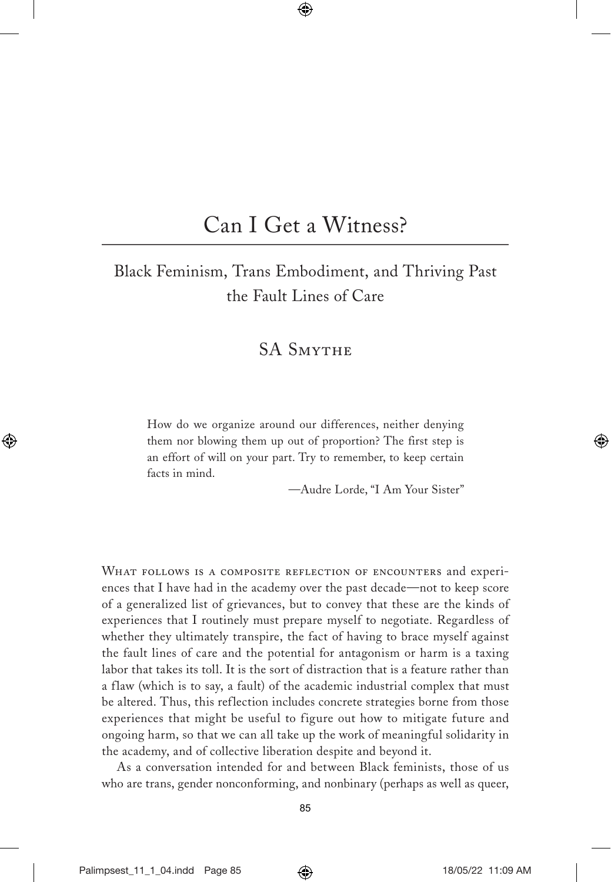# Can I Get a Witness?

## Black Feminism, Trans Embodiment, and Thriving Past the Fault Lines of Care

### SA Smythe

> How do we organize around our differences, neither denying them nor blowing them up out of proportion? The first step is an effort of will on your part. Try to remember, to keep certain facts in mind.
>
> —Audre Lorde, "I Am Your Sister"

What follows is a composite reflection of encounters and experiences that I have had in the academy over the past decade—not to keep score of a generalized list of grievances, but to convey that these are the kinds of experiences that I routinely must prepare myself to negotiate. Regardless of whether they ultimately transpire, the fact of having to brace myself against the fault lines of care and the potential for antagonism or harm is a taxing labor that takes its toll. It is the sort of distraction that is a feature rather than a flaw (which is to say, a fault) of the academic industrial complex that must be altered. Thus, this reflection includes concrete strategies borne from those experiences that might be useful to figure out how to mitigate future and ongoing harm, so that we can all take up the work of meaningful solidarity in the academy, and of collective liberation despite and beyond it.

As a conversation intended for and between Black feminists, those of us who are trans, gender nonconforming, and nonbinary (perhaps as well as queer,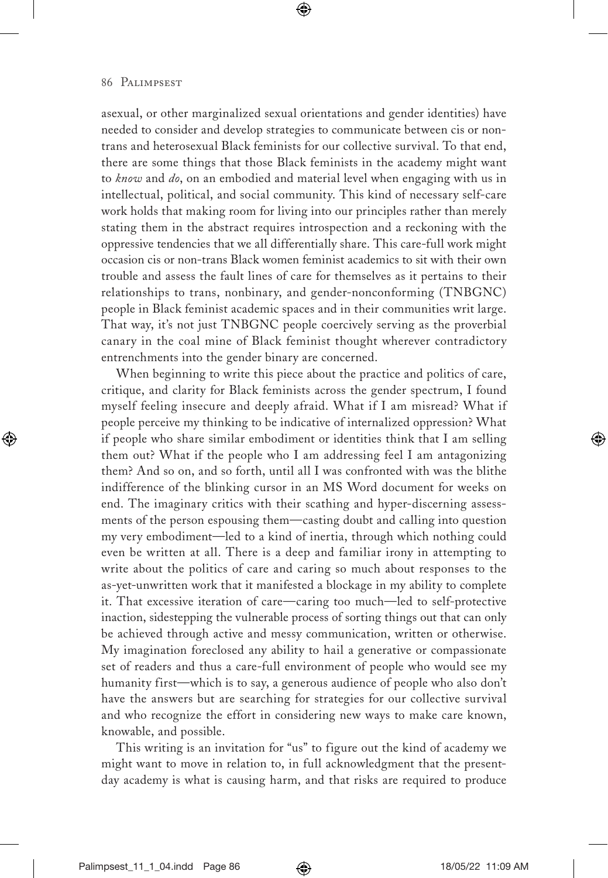asexual, or other marginalized sexual orientations and gender identities) have needed to consider and develop strategies to communicate between cis or non-trans and heterosexual Black feminists for our collective survival. To that end, there are some things that those Black feminists in the academy might want to *know* and *do*, on an embodied and material level when engaging with us in intellectual, political, and social community. This kind of necessary self-care work holds that making room for living into our principles rather than merely stating them in the abstract requires introspection and a reckoning with the oppressive tendencies that we all differentially share. This care-full work might occasion cis or non-trans Black women feminist academics to sit with their own trouble and assess the fault lines of care for themselves as it pertains to their relationships to trans, nonbinary, and gender-nonconforming (TNBGNC) people in Black feminist academic spaces and in their communities writ large. That way, it's not just TNBGNC people coercively serving as the proverbial canary in the coal mine of Black feminist thought wherever contradictory entrenchments into the gender binary are concerned.

When beginning to write this piece about the practice and politics of care, critique, and clarity for Black feminists across the gender spectrum, I found myself feeling insecure and deeply afraid. What if I am misread? What if people perceive my thinking to be indicative of internalized oppression? What if people who share similar embodiment or identities think that I am selling them out? What if the people who I am addressing feel I am antagonizing them? And so on, and so forth, until all I was confronted with was the blithe indifference of the blinking cursor in an MS Word document for weeks on end. The imaginary critics with their scathing and hyper-discerning assessments of the person espousing them—casting doubt and calling into question my very embodiment—led to a kind of inertia, through which nothing could even be written at all. There is a deep and familiar irony in attempting to write about the politics of care and caring so much about responses to the as-yet-unwritten work that it manifested a blockage in my ability to complete it. That excessive iteration of care—caring too much—led to self-protective inaction, sidestepping the vulnerable process of sorting things out that can only be achieved through active and messy communication, written or otherwise. My imagination foreclosed any ability to hail a generative or compassionate set of readers and thus a care-full environment of people who would see my humanity first—which is to say, a generous audience of people who also don't have the answers but are searching for strategies for our collective survival and who recognize the effort in considering new ways to make care known, knowable, and possible.

This writing is an invitation for "us" to figure out the kind of academy we might want to move in relation to, in full acknowledgment that the present-day academy is what is causing harm, and that risks are required to produce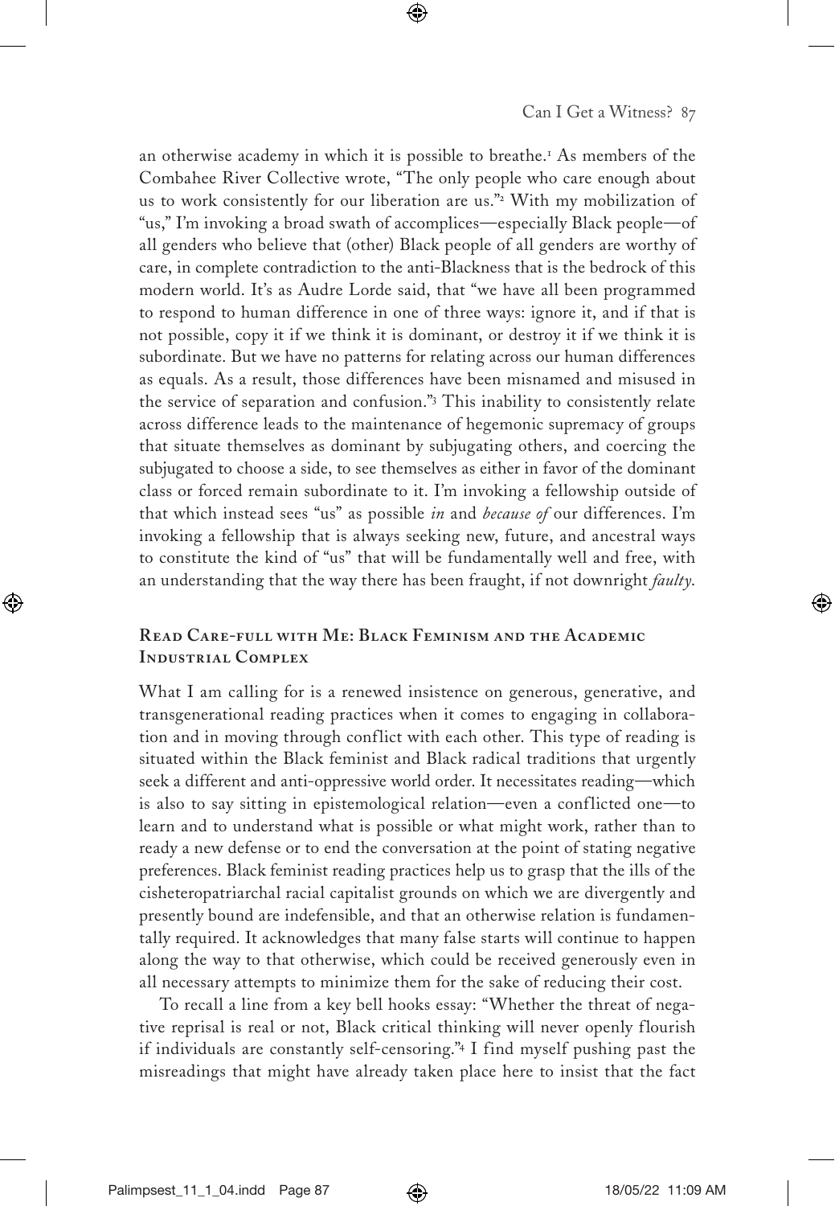an otherwise academy in which it is possible to breathe.[1] As members of the Combahee River Collective wrote, "The only people who care enough about us to work consistently for our liberation are us."[2] With my mobilization of "us," I'm invoking a broad swath of accomplices—especially Black people—of all genders who believe that (other) Black people of all genders are worthy of care, in complete contradiction to the anti-Blackness that is the bedrock of this modern world. It's as Audre Lorde said, that "we have all been programmed to respond to human difference in one of three ways: ignore it, and if that is not possible, copy it if we think it is dominant, or destroy it if we think it is subordinate. But we have no patterns for relating across our human differences as equals. As a result, those differences have been misnamed and misused in the service of separation and confusion."[3] This inability to consistently relate across difference leads to the maintenance of hegemonic supremacy of groups that situate themselves as dominant by subjugating others, and coercing the subjugated to choose a side, to see themselves as either in favor of the dominant class or forced remain subordinate to it. I'm invoking a fellowship outside of that which instead sees "us" as possible *in* and *because of* our differences. I'm invoking a fellowship that is always seeking new, future, and ancestral ways to constitute the kind of "us" that will be fundamentally well and free, with an understanding that the way there has been fraught, if not downright *faulty*.

## Read Care-full with Me: Black Feminism and the Academic Industrial Complex

What I am calling for is a renewed insistence on generous, generative, and transgenerational reading practices when it comes to engaging in collaboration and in moving through conflict with each other. This type of reading is situated within the Black feminist and Black radical traditions that urgently seek a different and anti-oppressive world order. It necessitates reading—which is also to say sitting in epistemological relation—even a conflicted one—to learn and to understand what is possible or what might work, rather than to ready a new defense or to end the conversation at the point of stating negative preferences. Black feminist reading practices help us to grasp that the ills of the cisheteropatriarchal racial capitalist grounds on which we are divergently and presently bound are indefensible, and that an otherwise relation is fundamentally required. It acknowledges that many false starts will continue to happen along the way to that otherwise, which could be received generously even in all necessary attempts to minimize them for the sake of reducing their cost.

To recall a line from a key bell hooks essay: "Whether the threat of negative reprisal is real or not, Black critical thinking will never openly flourish if individuals are constantly self-censoring."[4] I find myself pushing past the misreadings that might have already taken place here to insist that the fact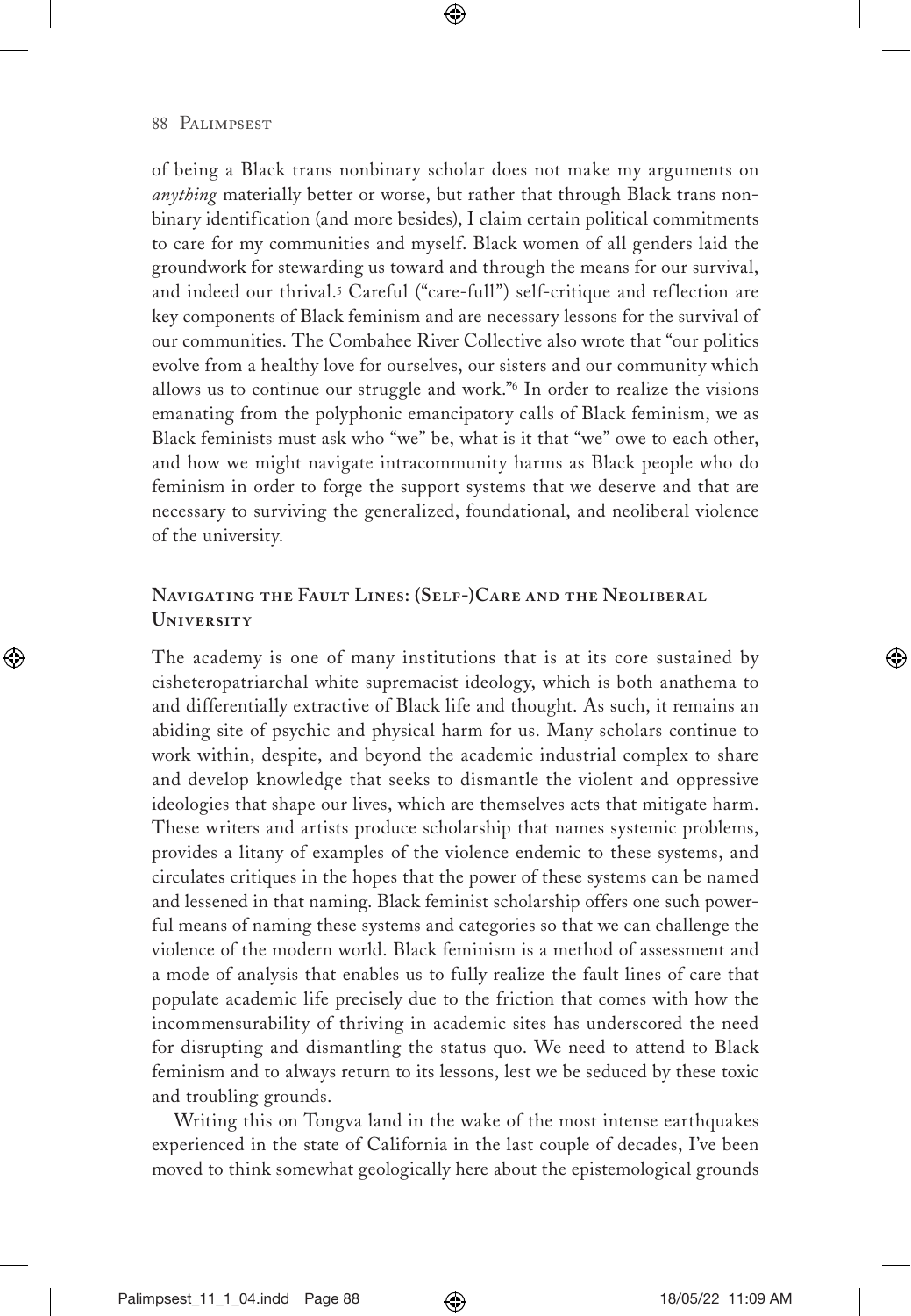of being a Black trans nonbinary scholar does not make my arguments on *anything* materially better or worse, but rather that through Black trans nonbinary identification (and more besides), I claim certain political commitments to care for my communities and myself. Black women of all genders laid the groundwork for stewarding us toward and through the means for our survival, and indeed our thrival.[5] Careful ("care-full") self-critique and reflection are key components of Black feminism and are necessary lessons for the survival of our communities. The Combahee River Collective also wrote that "our politics evolve from a healthy love for ourselves, our sisters and our community which allows us to continue our struggle and work."[6] In order to realize the visions emanating from the polyphonic emancipatory calls of Black feminism, we as Black feminists must ask who "we" be, what is it that "we" owe to each other, and how we might navigate intracommunity harms as Black people who do feminism in order to forge the support systems that we deserve and that are necessary to surviving the generalized, foundational, and neoliberal violence of the university.

## Navigating the Fault Lines: (Self-)Care and the Neoliberal University

The academy is one of many institutions that is at its core sustained by cisheteropatriarchal white supremacist ideology, which is both anathema to and differentially extractive of Black life and thought. As such, it remains an abiding site of psychic and physical harm for us. Many scholars continue to work within, despite, and beyond the academic industrial complex to share and develop knowledge that seeks to dismantle the violent and oppressive ideologies that shape our lives, which are themselves acts that mitigate harm. These writers and artists produce scholarship that names systemic problems, provides a litany of examples of the violence endemic to these systems, and circulates critiques in the hopes that the power of these systems can be named and lessened in that naming. Black feminist scholarship offers one such powerful means of naming these systems and categories so that we can challenge the violence of the modern world. Black feminism is a method of assessment and a mode of analysis that enables us to fully realize the fault lines of care that populate academic life precisely due to the friction that comes with how the incommensurability of thriving in academic sites has underscored the need for disrupting and dismantling the status quo. We need to attend to Black feminism and to always return to its lessons, lest we be seduced by these toxic and troubling grounds.

Writing this on Tongva land in the wake of the most intense earthquakes experienced in the state of California in the last couple of decades, I've been moved to think somewhat geologically here about the epistemological grounds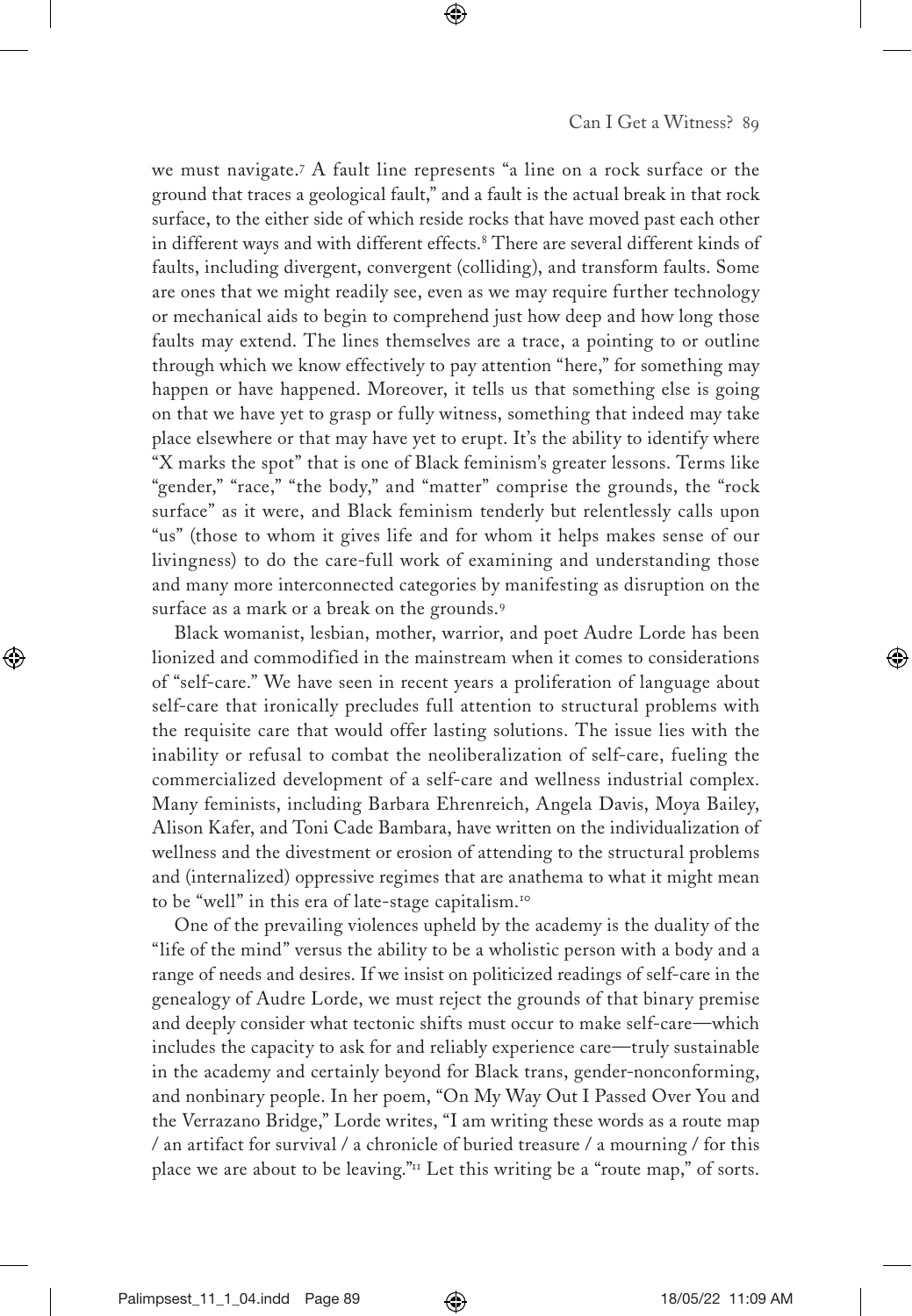we must navigate.[7] A fault line represents "a line on a rock surface or the ground that traces a geological fault," and a fault is the actual break in that rock surface, to the either side of which reside rocks that have moved past each other in different ways and with different effects.[8] There are several different kinds of faults, including divergent, convergent (colliding), and transform faults. Some are ones that we might readily see, even as we may require further technology or mechanical aids to begin to comprehend just how deep and how long those faults may extend. The lines themselves are a trace, a pointing to or outline through which we know effectively to pay attention "here," for something may happen or have happened. Moreover, it tells us that something else is going on that we have yet to grasp or fully witness, something that indeed may take place elsewhere or that may have yet to erupt. It's the ability to identify where "X marks the spot" that is one of Black feminism's greater lessons. Terms like "gender," "race," "the body," and "matter" comprise the grounds, the "rock surface" as it were, and Black feminism tenderly but relentlessly calls upon "us" (those to whom it gives life and for whom it helps makes sense of our livingness) to do the care-full work of examining and understanding those and many more interconnected categories by manifesting as disruption on the surface as a mark or a break on the grounds.[9]

Black womanist, lesbian, mother, warrior, and poet Audre Lorde has been lionized and commodified in the mainstream when it comes to considerations of "self-care." We have seen in recent years a proliferation of language about self-care that ironically precludes full attention to structural problems with the requisite care that would offer lasting solutions. The issue lies with the inability or refusal to combat the neoliberalization of self-care, fueling the commercialized development of a self-care and wellness industrial complex. Many feminists, including Barbara Ehrenreich, Angela Davis, Moya Bailey, Alison Kafer, and Toni Cade Bambara, have written on the individualization of wellness and the divestment or erosion of attending to the structural problems and (internalized) oppressive regimes that are anathema to what it might mean to be "well" in this era of late-stage capitalism.[10]

One of the prevailing violences upheld by the academy is the duality of the "life of the mind" versus the ability to be a wholistic person with a body and a range of needs and desires. If we insist on politicized readings of self-care in the genealogy of Audre Lorde, we must reject the grounds of that binary premise and deeply consider what tectonic shifts must occur to make self-care—which includes the capacity to ask for and reliably experience care—truly sustainable in the academy and certainly beyond for Black trans, gender-nonconforming, and nonbinary people. In her poem, "On My Way Out I Passed Over You and the Verrazano Bridge," Lorde writes, "I am writing these words as a route map / an artifact for survival / a chronicle of buried treasure / a mourning / for this place we are about to be leaving."[11] Let this writing be a "route map," of sorts.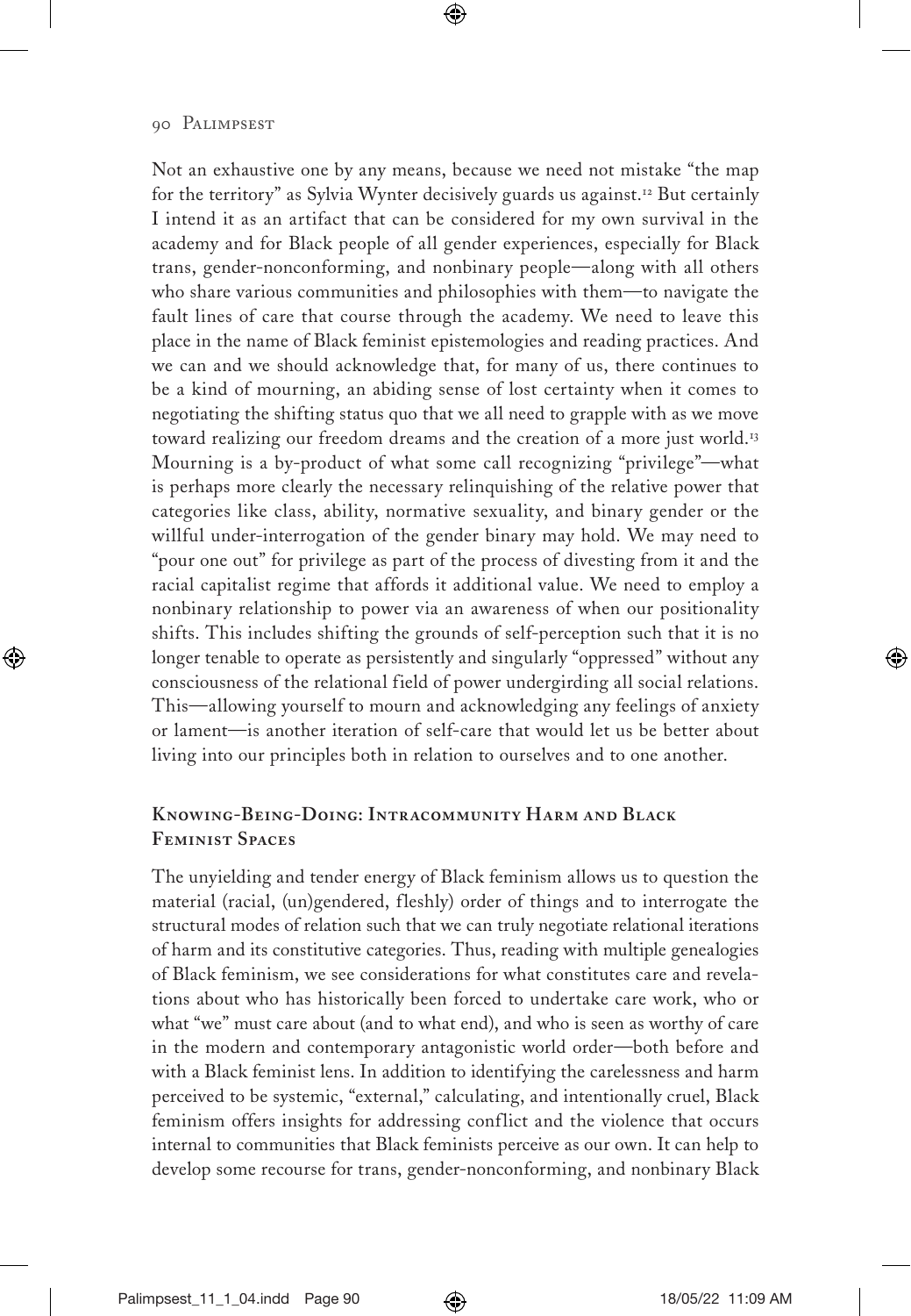Not an exhaustive one by any means, because we need not mistake "the map for the territory" as Sylvia Wynter decisively guards us against.[12] But certainly I intend it as an artifact that can be considered for my own survival in the academy and for Black people of all gender experiences, especially for Black trans, gender-nonconforming, and nonbinary people—along with all others who share various communities and philosophies with them—to navigate the fault lines of care that course through the academy. We need to leave this place in the name of Black feminist epistemologies and reading practices. And we can and we should acknowledge that, for many of us, there continues to be a kind of mourning, an abiding sense of lost certainty when it comes to negotiating the shifting status quo that we all need to grapple with as we move toward realizing our freedom dreams and the creation of a more just world.[13] Mourning is a by-product of what some call recognizing "privilege"—what is perhaps more clearly the necessary relinquishing of the relative power that categories like class, ability, normative sexuality, and binary gender or the willful under-interrogation of the gender binary may hold. We may need to "pour one out" for privilege as part of the process of divesting from it and the racial capitalist regime that affords it additional value. We need to employ a nonbinary relationship to power via an awareness of when our positionality shifts. This includes shifting the grounds of self-perception such that it is no longer tenable to operate as persistently and singularly "oppressed" without any consciousness of the relational field of power undergirding all social relations. This—allowing yourself to mourn and acknowledging any feelings of anxiety or lament—is another iteration of self-care that would let us be better about living into our principles both in relation to ourselves and to one another.

## Knowing-Being-Doing: Intracommunity Harm and Black Feminist Spaces

The unyielding and tender energy of Black feminism allows us to question the material (racial, (un)gendered, fleshly) order of things and to interrogate the structural modes of relation such that we can truly negotiate relational iterations of harm and its constitutive categories. Thus, reading with multiple genealogies of Black feminism, we see considerations for what constitutes care and revelations about who has historically been forced to undertake care work, who or what "we" must care about (and to what end), and who is seen as worthy of care in the modern and contemporary antagonistic world order—both before and with a Black feminist lens. In addition to identifying the carelessness and harm perceived to be systemic, "external," calculating, and intentionally cruel, Black feminism offers insights for addressing conflict and the violence that occurs internal to communities that Black feminists perceive as our own. It can help to develop some recourse for trans, gender-nonconforming, and nonbinary Black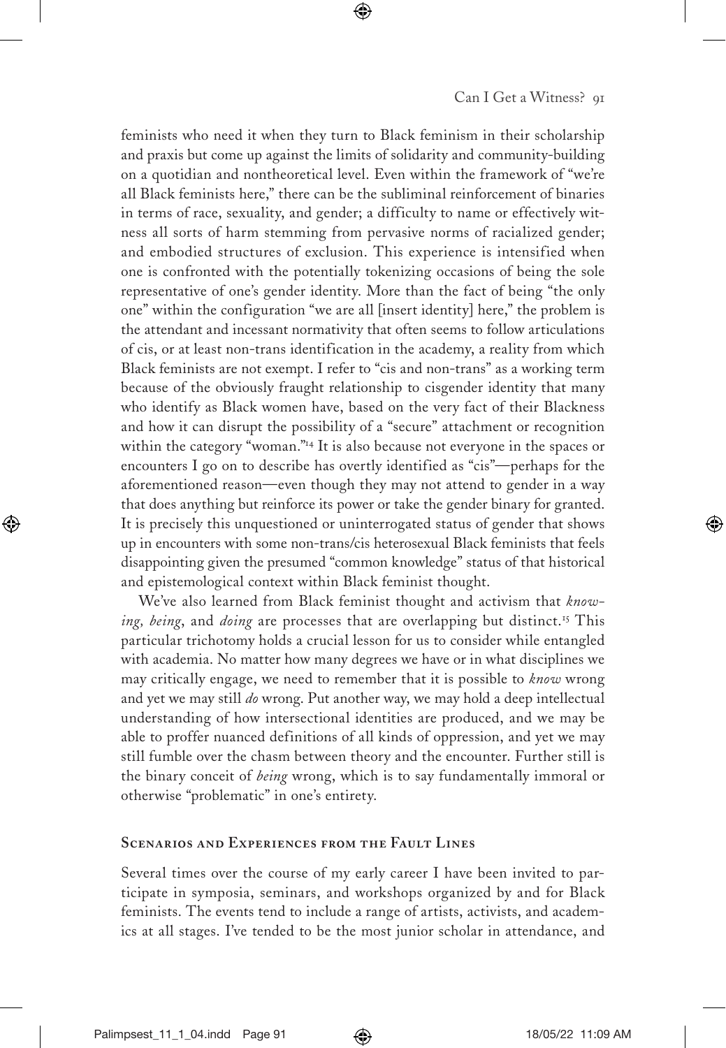feminists who need it when they turn to Black feminism in their scholarship and praxis but come up against the limits of solidarity and community-building on a quotidian and nontheoretical level. Even within the framework of "we're all Black feminists here," there can be the subliminal reinforcement of binaries in terms of race, sexuality, and gender; a difficulty to name or effectively witness all sorts of harm stemming from pervasive norms of racialized gender; and embodied structures of exclusion. This experience is intensified when one is confronted with the potentially tokenizing occasions of being the sole representative of one's gender identity. More than the fact of being "the only one" within the configuration "we are all [insert identity] here," the problem is the attendant and incessant normativity that often seems to follow articulations of cis, or at least non-trans identification in the academy, a reality from which Black feminists are not exempt. I refer to "cis and non-trans" as a working term because of the obviously fraught relationship to cisgender identity that many who identify as Black women have, based on the very fact of their Blackness and how it can disrupt the possibility of a "secure" attachment or recognition within the category "woman."[14] It is also because not everyone in the spaces or encounters I go on to describe has overtly identified as "cis"—perhaps for the aforementioned reason—even though they may not attend to gender in a way that does anything but reinforce its power or take the gender binary for granted. It is precisely this unquestioned or uninterrogated status of gender that shows up in encounters with some non-trans/cis heterosexual Black feminists that feels disappointing given the presumed "common knowledge" status of that historical and epistemological context within Black feminist thought.

We've also learned from Black feminist thought and activism that *knowing, being*, and *doing* are processes that are overlapping but distinct.[15] This particular trichotomy holds a crucial lesson for us to consider while entangled with academia. No matter how many degrees we have or in what disciplines we may critically engage, we need to remember that it is possible to *know* wrong and yet we may still *do* wrong. Put another way, we may hold a deep intellectual understanding of how intersectional identities are produced, and we may be able to proffer nuanced definitions of all kinds of oppression, and yet we may still fumble over the chasm between theory and the encounter. Further still is the binary conceit of *being* wrong, which is to say fundamentally immoral or otherwise "problematic" in one's entirety.

## Scenarios and Experiences from the Fault Lines

Several times over the course of my early career I have been invited to participate in symposia, seminars, and workshops organized by and for Black feminists. The events tend to include a range of artists, activists, and academics at all stages. I've tended to be the most junior scholar in attendance, and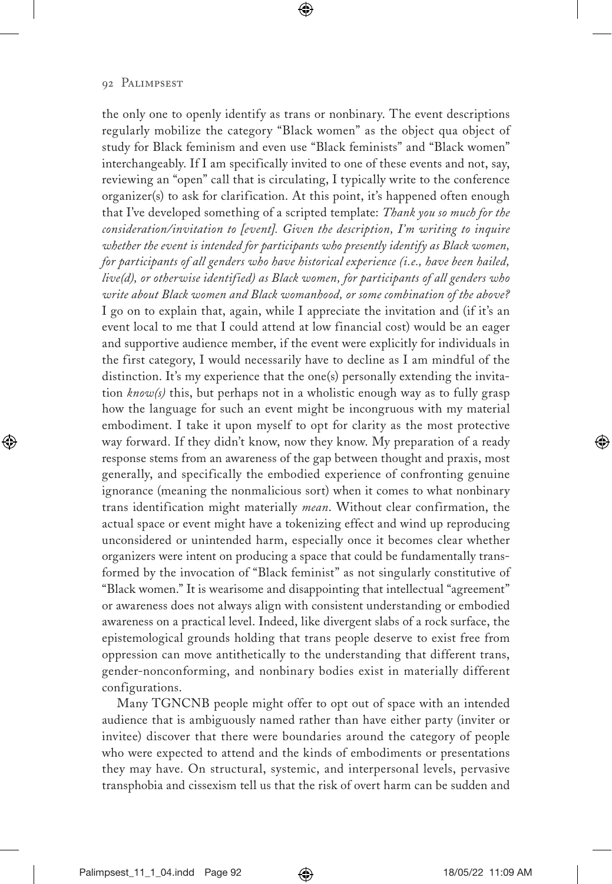the only one to openly identify as trans or nonbinary. The event descriptions regularly mobilize the category "Black women" as the object qua object of study for Black feminism and even use "Black feminists" and "Black women" interchangeably. If I am specifically invited to one of these events and not, say, reviewing an "open" call that is circulating, I typically write to the conference organizer(s) to ask for clarification. At this point, it's happened often enough that I've developed something of a scripted template: *Thank you so much for the consideration/invitation to [event]. Given the description, I'm writing to inquire whether the event is intended for participants who presently identify as Black women, for participants of all genders who have historical experience (i.e., have been hailed, live(d), or otherwise identified) as Black women, for participants of all genders who write about Black women and Black womanhood, or some combination of the above?* I go on to explain that, again, while I appreciate the invitation and (if it's an event local to me that I could attend at low financial cost) would be an eager and supportive audience member, if the event were explicitly for individuals in the first category, I would necessarily have to decline as I am mindful of the distinction. It's my experience that the one(s) personally extending the invitation *know(s)* this, but perhaps not in a wholistic enough way as to fully grasp how the language for such an event might be incongruous with my material embodiment. I take it upon myself to opt for clarity as the most protective way forward. If they didn't know, now they know. My preparation of a ready response stems from an awareness of the gap between thought and praxis, most generally, and specifically the embodied experience of confronting genuine ignorance (meaning the nonmalicious sort) when it comes to what nonbinary trans identification might materially *mean*. Without clear confirmation, the actual space or event might have a tokenizing effect and wind up reproducing unconsidered or unintended harm, especially once it becomes clear whether organizers were intent on producing a space that could be fundamentally transformed by the invocation of "Black feminist" as not singularly constitutive of "Black women." It is wearisome and disappointing that intellectual "agreement" or awareness does not always align with consistent understanding or embodied awareness on a practical level. Indeed, like divergent slabs of a rock surface, the epistemological grounds holding that trans people deserve to exist free from oppression can move antithetically to the understanding that different trans, gender-nonconforming, and nonbinary bodies exist in materially different configurations.

Many TGNCNB people might offer to opt out of space with an intended audience that is ambiguously named rather than have either party (inviter or invitee) discover that there were boundaries around the category of people who were expected to attend and the kinds of embodiments or presentations they may have. On structural, systemic, and interpersonal levels, pervasive transphobia and cissexism tell us that the risk of overt harm can be sudden and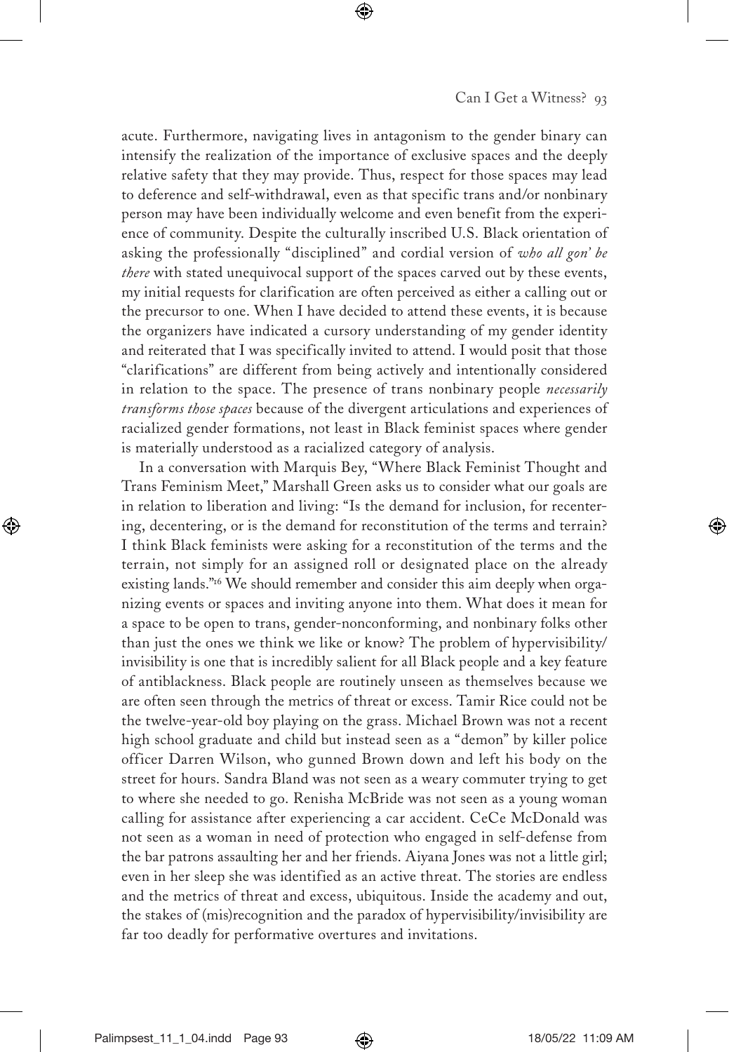acute. Furthermore, navigating lives in antagonism to the gender binary can intensify the realization of the importance of exclusive spaces and the deeply relative safety that they may provide. Thus, respect for those spaces may lead to deference and self-withdrawal, even as that specific trans and/or nonbinary person may have been individually welcome and even benefit from the experience of community. Despite the culturally inscribed U.S. Black orientation of asking the professionally "disciplined" and cordial version of *who all gon' be there* with stated unequivocal support of the spaces carved out by these events, my initial requests for clarification are often perceived as either a calling out or the precursor to one. When I have decided to attend these events, it is because the organizers have indicated a cursory understanding of my gender identity and reiterated that I was specifically invited to attend. I would posit that those "clarifications" are different from being actively and intentionally considered in relation to the space. The presence of trans nonbinary people *necessarily transforms those spaces* because of the divergent articulations and experiences of racialized gender formations, not least in Black feminist spaces where gender is materially understood as a racialized category of analysis.

In a conversation with Marquis Bey, "Where Black Feminist Thought and Trans Feminism Meet," Marshall Green asks us to consider what our goals are in relation to liberation and living: "Is the demand for inclusion, for recentering, decentering, or is the demand for reconstitution of the terms and terrain? I think Black feminists were asking for a reconstitution of the terms and the terrain, not simply for an assigned roll or designated place on the already existing lands."[16] We should remember and consider this aim deeply when organizing events or spaces and inviting anyone into them. What does it mean for a space to be open to trans, gender-nonconforming, and nonbinary folks other than just the ones we think we like or know? The problem of hypervisibility/invisibility is one that is incredibly salient for all Black people and a key feature of antiblackness. Black people are routinely unseen as themselves because we are often seen through the metrics of threat or excess. Tamir Rice could not be the twelve-year-old boy playing on the grass. Michael Brown was not a recent high school graduate and child but instead seen as a "demon" by killer police officer Darren Wilson, who gunned Brown down and left his body on the street for hours. Sandra Bland was not seen as a weary commuter trying to get to where she needed to go. Renisha McBride was not seen as a young woman calling for assistance after experiencing a car accident. CeCe McDonald was not seen as a woman in need of protection who engaged in self-defense from the bar patrons assaulting her and her friends. Aiyana Jones was not a little girl; even in her sleep she was identified as an active threat. The stories are endless and the metrics of threat and excess, ubiquitous. Inside the academy and out, the stakes of (mis)recognition and the paradox of hypervisibility/invisibility are far too deadly for performative overtures and invitations.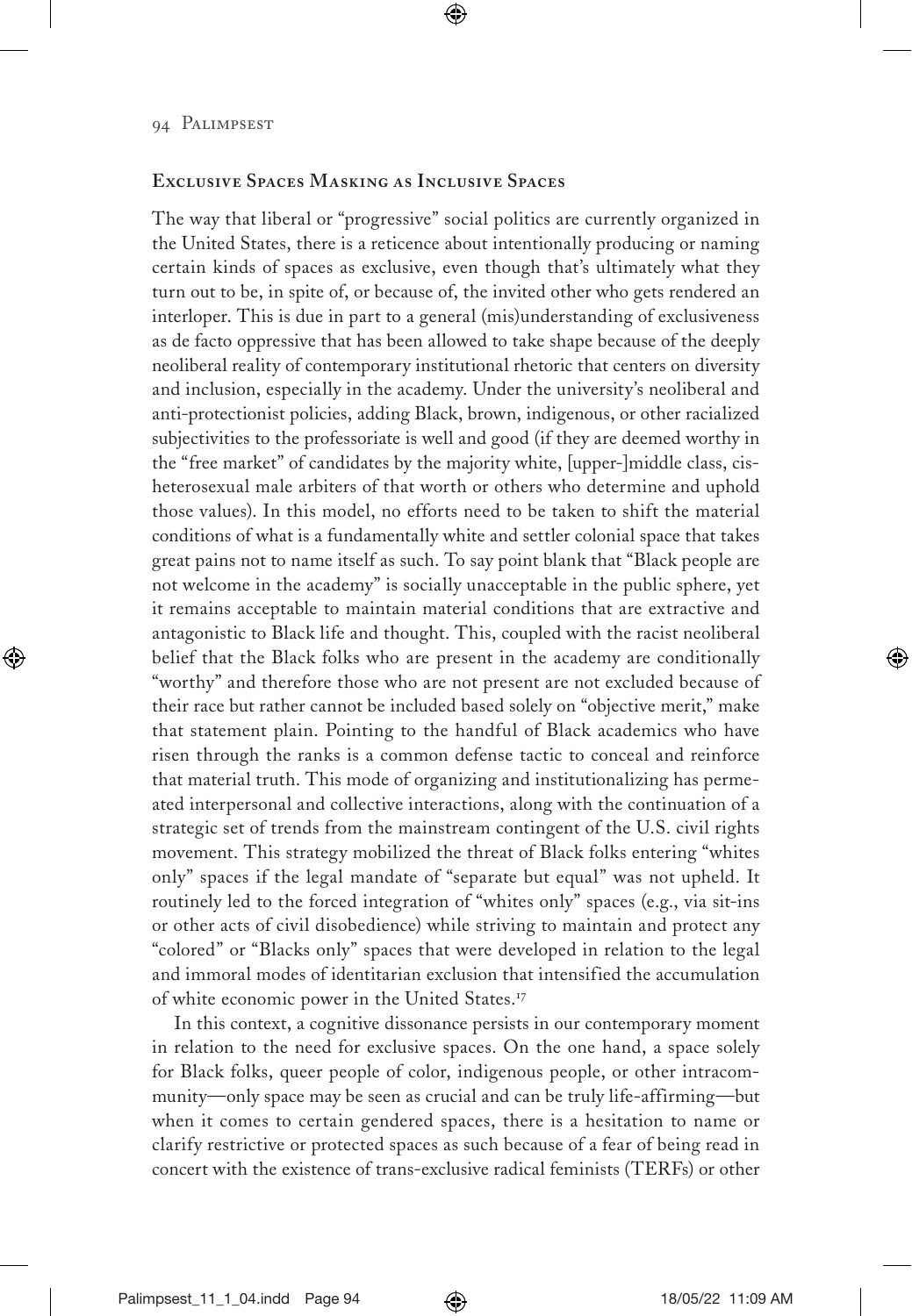### Exclusive Spaces Masking as Inclusive Spaces

The way that liberal or "progressive" social politics are currently organized in the United States, there is a reticence about intentionally producing or naming certain kinds of spaces as exclusive, even though that's ultimately what they turn out to be, in spite of, or because of, the invited other who gets rendered an interloper. This is due in part to a general (mis)understanding of exclusiveness as de facto oppressive that has been allowed to take shape because of the deeply neoliberal reality of contemporary institutional rhetoric that centers on diversity and inclusion, especially in the academy. Under the university's neoliberal and anti-protectionist policies, adding Black, brown, indigenous, or other racialized subjectivities to the professoriate is well and good (if they are deemed worthy in the "free market" of candidates by the majority white, [upper-]middle class, cis-heterosexual male arbiters of that worth or others who determine and uphold those values). In this model, no efforts need to be taken to shift the material conditions of what is a fundamentally white and settler colonial space that takes great pains not to name itself as such. To say point blank that "Black people are not welcome in the academy" is socially unacceptable in the public sphere, yet it remains acceptable to maintain material conditions that are extractive and antagonistic to Black life and thought. This, coupled with the racist neoliberal belief that the Black folks who are present in the academy are conditionally "worthy" and therefore those who are not present are not excluded because of their race but rather cannot be included based solely on "objective merit," make that statement plain. Pointing to the handful of Black academics who have risen through the ranks is a common defense tactic to conceal and reinforce that material truth. This mode of organizing and institutionalizing has permeated interpersonal and collective interactions, along with the continuation of a strategic set of trends from the mainstream contingent of the U.S. civil rights movement. This strategy mobilized the threat of Black folks entering "whites only" spaces if the legal mandate of "separate but equal" was not upheld. It routinely led to the forced integration of "whites only" spaces (e.g., via sit-ins or other acts of civil disobedience) while striving to maintain and protect any "colored" or "Blacks only" spaces that were developed in relation to the legal and immoral modes of identitarian exclusion that intensified the accumulation of white economic power in the United States.[17]

In this context, a cognitive dissonance persists in our contemporary moment in relation to the need for exclusive spaces. On the one hand, a space solely for Black folks, queer people of color, indigenous people, or other intracommunity—only space may be seen as crucial and can be truly life-affirming—but when it comes to certain gendered spaces, there is a hesitation to name or clarify restrictive or protected spaces as such because of a fear of being read in concert with the existence of trans-exclusive radical feminists (TERFs) or other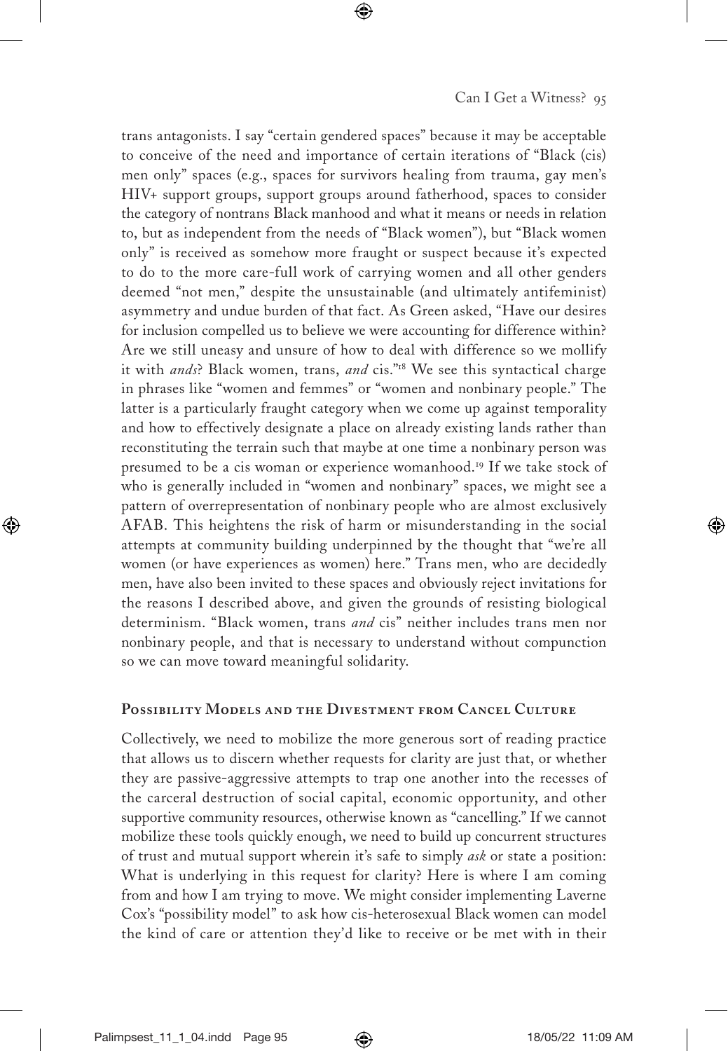trans antagonists. I say "certain gendered spaces" because it may be acceptable to conceive of the need and importance of certain iterations of "Black (cis) men only" spaces (e.g., spaces for survivors healing from trauma, gay men's HIV+ support groups, support groups around fatherhood, spaces to consider the category of nontrans Black manhood and what it means or needs in relation to, but as independent from the needs of "Black women"), but "Black women only" is received as somehow more fraught or suspect because it's expected to do to the more care-full work of carrying women and all other genders deemed "not men," despite the unsustainable (and ultimately antifeminist) asymmetry and undue burden of that fact. As Green asked, "Have our desires for inclusion compelled us to believe we were accounting for difference within? Are we still uneasy and unsure of how to deal with difference so we mollify it with *ands*? Black women, trans, *and* cis."[18] We see this syntactical charge in phrases like "women and femmes" or "women and nonbinary people." The latter is a particularly fraught category when we come up against temporality and how to effectively designate a place on already existing lands rather than reconstituting the terrain such that maybe at one time a nonbinary person was presumed to be a cis woman or experience womanhood.[19] If we take stock of who is generally included in "women and nonbinary" spaces, we might see a pattern of overrepresentation of nonbinary people who are almost exclusively AFAB. This heightens the risk of harm or misunderstanding in the social attempts at community building underpinned by the thought that "we're all women (or have experiences as women) here." Trans men, who are decidedly men, have also been invited to these spaces and obviously reject invitations for the reasons I described above, and given the grounds of resisting biological determinism. "Black women, trans *and* cis" neither includes trans men nor nonbinary people, and that is necessary to understand without compunction so we can move toward meaningful solidarity.

## Possibility Models and the Divestment from Cancel Culture

Collectively, we need to mobilize the more generous sort of reading practice that allows us to discern whether requests for clarity are just that, or whether they are passive-aggressive attempts to trap one another into the recesses of the carceral destruction of social capital, economic opportunity, and other supportive community resources, otherwise known as "cancelling." If we cannot mobilize these tools quickly enough, we need to build up concurrent structures of trust and mutual support wherein it's safe to simply *ask* or state a position: What is underlying in this request for clarity? Here is where I am coming from and how I am trying to move. We might consider implementing Laverne Cox's "possibility model" to ask how cis-heterosexual Black women can model the kind of care or attention they'd like to receive or be met with in their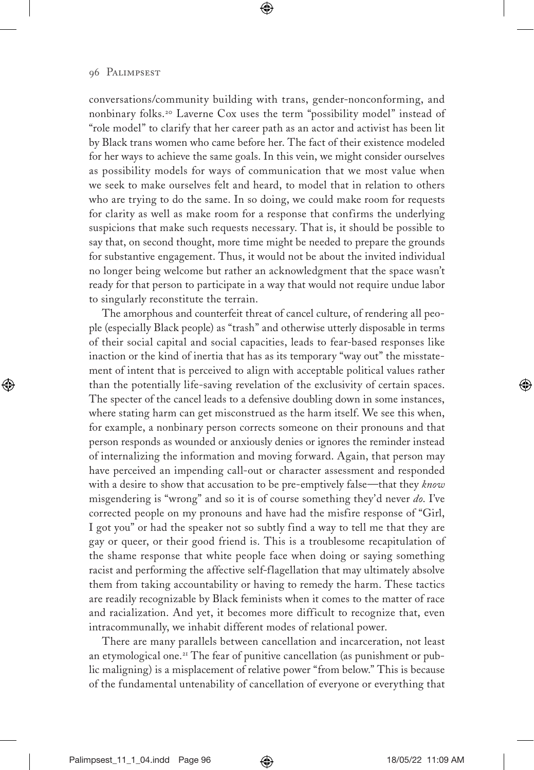conversations/community building with trans, gender-nonconforming, and nonbinary folks.[20] Laverne Cox uses the term "possibility model" instead of "role model" to clarify that her career path as an actor and activist has been lit by Black trans women who came before her. The fact of their existence modeled for her ways to achieve the same goals. In this vein, we might consider ourselves as possibility models for ways of communication that we most value when we seek to make ourselves felt and heard, to model that in relation to others who are trying to do the same. In so doing, we could make room for requests for clarity as well as make room for a response that confirms the underlying suspicions that make such requests necessary. That is, it should be possible to say that, on second thought, more time might be needed to prepare the grounds for substantive engagement. Thus, it would not be about the invited individual no longer being welcome but rather an acknowledgment that the space wasn't ready for that person to participate in a way that would not require undue labor to singularly reconstitute the terrain.

The amorphous and counterfeit threat of cancel culture, of rendering all people (especially Black people) as "trash" and otherwise utterly disposable in terms of their social capital and social capacities, leads to fear-based responses like inaction or the kind of inertia that has as its temporary "way out" the misstatement of intent that is perceived to align with acceptable political values rather than the potentially life-saving revelation of the exclusivity of certain spaces. The specter of the cancel leads to a defensive doubling down in some instances, where stating harm can get misconstrued as the harm itself. We see this when, for example, a nonbinary person corrects someone on their pronouns and that person responds as wounded or anxiously denies or ignores the reminder instead of internalizing the information and moving forward. Again, that person may have perceived an impending call-out or character assessment and responded with a desire to show that accusation to be pre-emptively false—that they *know* misgendering is "wrong" and so it is of course something they'd never *do*. I've corrected people on my pronouns and have had the misfire response of "Girl, I got you" or had the speaker not so subtly find a way to tell me that they are gay or queer, or their good friend is. This is a troublesome recapitulation of the shame response that white people face when doing or saying something racist and performing the affective self-flagellation that may ultimately absolve them from taking accountability or having to remedy the harm. These tactics are readily recognizable by Black feminists when it comes to the matter of race and racialization. And yet, it becomes more difficult to recognize that, even intracommunally, we inhabit different modes of relational power.

There are many parallels between cancellation and incarceration, not least an etymological one.[21] The fear of punitive cancellation (as punishment or public maligning) is a misplacement of relative power "from below." This is because of the fundamental untenability of cancellation of everyone or everything that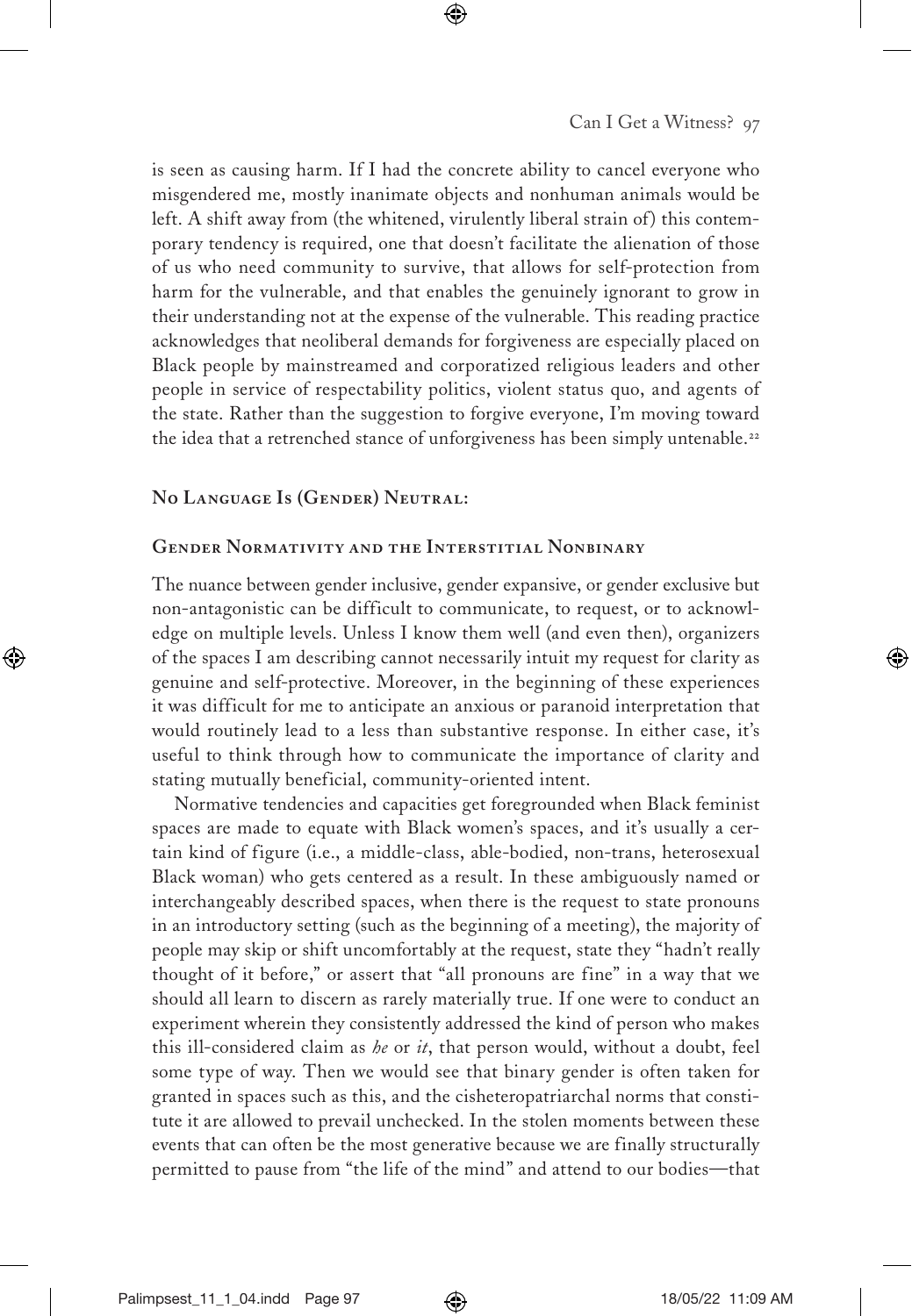is seen as causing harm. If I had the concrete ability to cancel everyone who misgendered me, mostly inanimate objects and nonhuman animals would be left. A shift away from (the whitened, virulently liberal strain of) this contemporary tendency is required, one that doesn't facilitate the alienation of those of us who need community to survive, that allows for self-protection from harm for the vulnerable, and that enables the genuinely ignorant to grow in their understanding not at the expense of the vulnerable. This reading practice acknowledges that neoliberal demands for forgiveness are especially placed on Black people by mainstreamed and corporatized religious leaders and other people in service of respectability politics, violent status quo, and agents of the state. Rather than the suggestion to forgive everyone, I'm moving toward the idea that a retrenched stance of unforgiveness has been simply untenable.[22]

## No Language Is (Gender) Neutral:

## Gender Normativity and the Interstitial Nonbinary

The nuance between gender inclusive, gender expansive, or gender exclusive but non-antagonistic can be difficult to communicate, to request, or to acknowledge on multiple levels. Unless I know them well (and even then), organizers of the spaces I am describing cannot necessarily intuit my request for clarity as genuine and self-protective. Moreover, in the beginning of these experiences it was difficult for me to anticipate an anxious or paranoid interpretation that would routinely lead to a less than substantive response. In either case, it's useful to think through how to communicate the importance of clarity and stating mutually beneficial, community-oriented intent.

Normative tendencies and capacities get foregrounded when Black feminist spaces are made to equate with Black women's spaces, and it's usually a certain kind of figure (i.e., a middle-class, able-bodied, non-trans, heterosexual Black woman) who gets centered as a result. In these ambiguously named or interchangeably described spaces, when there is the request to state pronouns in an introductory setting (such as the beginning of a meeting), the majority of people may skip or shift uncomfortably at the request, state they "hadn't really thought of it before," or assert that "all pronouns are fine" in a way that we should all learn to discern as rarely materially true. If one were to conduct an experiment wherein they consistently addressed the kind of person who makes this ill-considered claim as *he* or *it*, that person would, without a doubt, feel some type of way. Then we would see that binary gender is often taken for granted in spaces such as this, and the cisheteropatriarchal norms that constitute it are allowed to prevail unchecked. In the stolen moments between these events that can often be the most generative because we are finally structurally permitted to pause from "the life of the mind" and attend to our bodies—that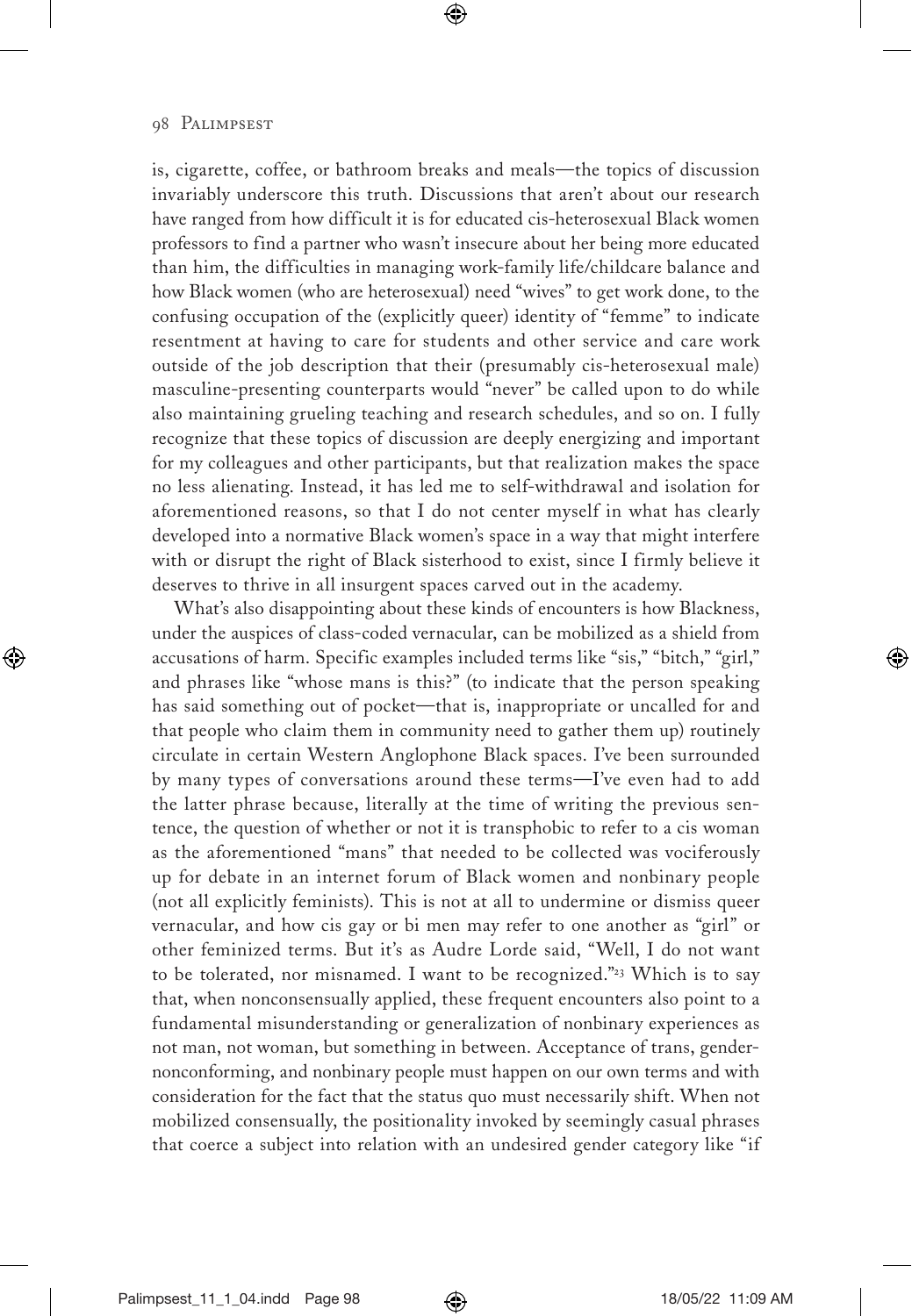is, cigarette, coffee, or bathroom breaks and meals—the topics of discussion invariably underscore this truth. Discussions that aren't about our research have ranged from how difficult it is for educated cis-heterosexual Black women professors to find a partner who wasn't insecure about her being more educated than him, the difficulties in managing work-family life/childcare balance and how Black women (who are heterosexual) need "wives" to get work done, to the confusing occupation of the (explicitly queer) identity of "femme" to indicate resentment at having to care for students and other service and care work outside of the job description that their (presumably cis-heterosexual male) masculine-presenting counterparts would "never" be called upon to do while also maintaining grueling teaching and research schedules, and so on. I fully recognize that these topics of discussion are deeply energizing and important for my colleagues and other participants, but that realization makes the space no less alienating. Instead, it has led me to self-withdrawal and isolation for aforementioned reasons, so that I do not center myself in what has clearly developed into a normative Black women's space in a way that might interfere with or disrupt the right of Black sisterhood to exist, since I firmly believe it deserves to thrive in all insurgent spaces carved out in the academy.

What's also disappointing about these kinds of encounters is how Blackness, under the auspices of class-coded vernacular, can be mobilized as a shield from accusations of harm. Specific examples included terms like "sis," "bitch," "girl," and phrases like "whose mans is this?" (to indicate that the person speaking has said something out of pocket—that is, inappropriate or uncalled for and that people who claim them in community need to gather them up) routinely circulate in certain Western Anglophone Black spaces. I've been surrounded by many types of conversations around these terms—I've even had to add the latter phrase because, literally at the time of writing the previous sentence, the question of whether or not it is transphobic to refer to a cis woman as the aforementioned "mans" that needed to be collected was vociferously up for debate in an internet forum of Black women and nonbinary people (not all explicitly feminists). This is not at all to undermine or dismiss queer vernacular, and how cis gay or bi men may refer to one another as "girl" or other feminized terms. But it's as Audre Lorde said, "Well, I do not want to be tolerated, nor misnamed. I want to be recognized."[23] Which is to say that, when nonconsensually applied, these frequent encounters also point to a fundamental misunderstanding or generalization of nonbinary experiences as not man, not woman, but something in between. Acceptance of trans, gender-nonconforming, and nonbinary people must happen on our own terms and with consideration for the fact that the status quo must necessarily shift. When not mobilized consensually, the positionality invoked by seemingly casual phrases that coerce a subject into relation with an undesired gender category like "if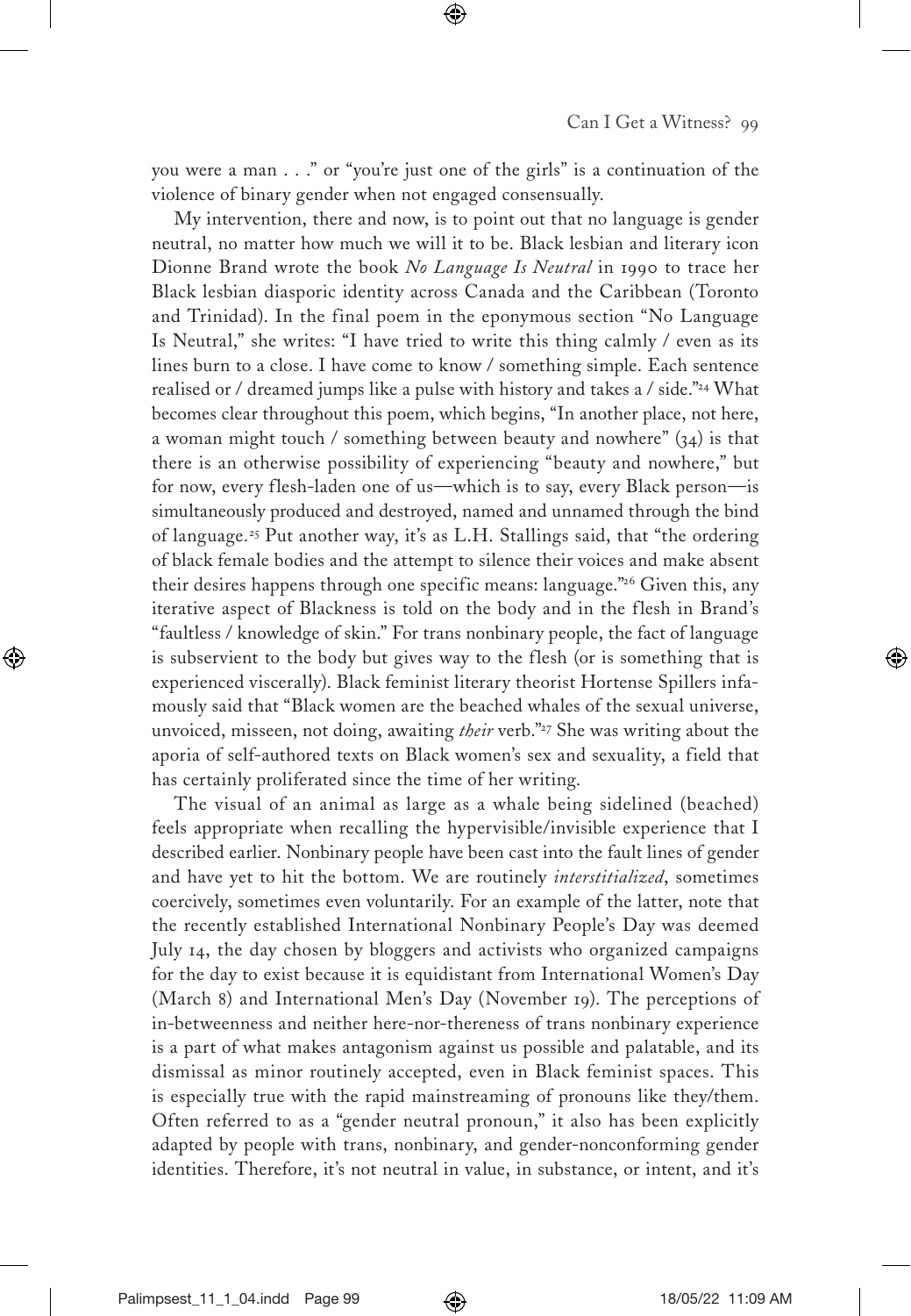you were a man . . ." or "you're just one of the girls" is a continuation of the violence of binary gender when not engaged consensually.

My intervention, there and now, is to point out that no language is gender neutral, no matter how much we will it to be. Black lesbian and literary icon Dionne Brand wrote the book *No Language Is Neutral* in 1990 to trace her Black lesbian diasporic identity across Canada and the Caribbean (Toronto and Trinidad). In the final poem in the eponymous section "No Language Is Neutral," she writes: "I have tried to write this thing calmly / even as its lines burn to a close. I have come to know / something simple. Each sentence realised or / dreamed jumps like a pulse with history and takes a / side."[24] What becomes clear throughout this poem, which begins, "In another place, not here, a woman might touch / something between beauty and nowhere" (34) is that there is an otherwise possibility of experiencing "beauty and nowhere," but for now, every flesh-laden one of us—which is to say, every Black person—is simultaneously produced and destroyed, named and unnamed through the bind of language.[25] Put another way, it's as L.H. Stallings said, that "the ordering of black female bodies and the attempt to silence their voices and make absent their desires happens through one specific means: language."[26] Given this, any iterative aspect of Blackness is told on the body and in the flesh in Brand's "faultless / knowledge of skin." For trans nonbinary people, the fact of language is subservient to the body but gives way to the flesh (or is something that is experienced viscerally). Black feminist literary theorist Hortense Spillers infamously said that "Black women are the beached whales of the sexual universe, unvoiced, misseen, not doing, awaiting *their* verb."[27] She was writing about the aporia of self-authored texts on Black women's sex and sexuality, a field that has certainly proliferated since the time of her writing.

The visual of an animal as large as a whale being sidelined (beached) feels appropriate when recalling the hypervisible/invisible experience that I described earlier. Nonbinary people have been cast into the fault lines of gender and have yet to hit the bottom. We are routinely *interstitialized*, sometimes coercively, sometimes even voluntarily. For an example of the latter, note that the recently established International Nonbinary People's Day was deemed July 14, the day chosen by bloggers and activists who organized campaigns for the day to exist because it is equidistant from International Women's Day (March 8) and International Men's Day (November 19). The perceptions of in-betweenness and neither here-nor-thereness of trans nonbinary experience is a part of what makes antagonism against us possible and palatable, and its dismissal as minor routinely accepted, even in Black feminist spaces. This is especially true with the rapid mainstreaming of pronouns like they/them. Often referred to as a "gender neutral pronoun," it also has been explicitly adapted by people with trans, nonbinary, and gender-nonconforming gender identities. Therefore, it's not neutral in value, in substance, or intent, and it's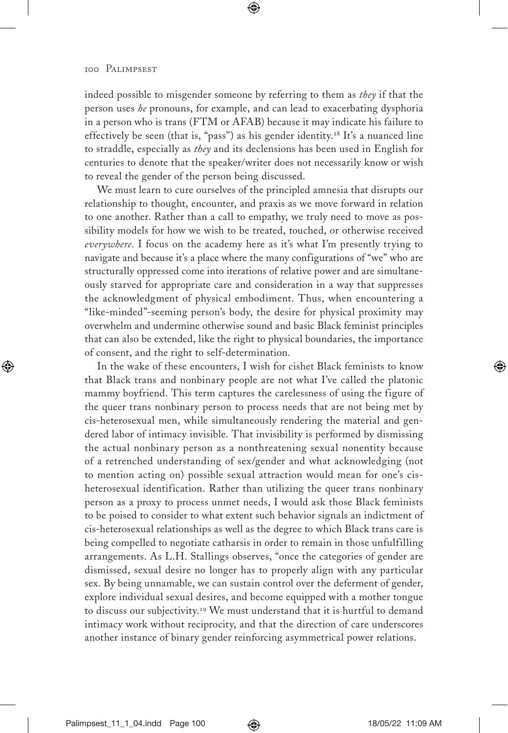indeed possible to misgender someone by referring to them as *they* if that the person uses *he* pronouns, for example, and can lead to exacerbating dysphoria in a person who is trans (FTM or AFAB) because it may indicate his failure to effectively be seen (that is, "pass") as his gender identity.[28] It's a nuanced line to straddle, especially as *they* and its declensions has been used in English for centuries to denote that the speaker/writer does not necessarily know or wish to reveal the gender of the person being discussed.

We must learn to cure ourselves of the principled amnesia that disrupts our relationship to thought, encounter, and praxis as we move forward in relation to one another. Rather than a call to empathy, we truly need to move as possibility models for how we wish to be treated, touched, or otherwise received *everywhere*. I focus on the academy here as it's what I'm presently trying to navigate and because it's a place where the many configurations of "we" who are structurally oppressed come into iterations of relative power and are simultaneously starved for appropriate care and consideration in a way that suppresses the acknowledgment of physical embodiment. Thus, when encountering a "like-minded"-seeming person's body, the desire for physical proximity may overwhelm and undermine otherwise sound and basic Black feminist principles that can also be extended, like the right to physical boundaries, the importance of consent, and the right to self-determination.

In the wake of these encounters, I wish for cishet Black feminists to know that Black trans and nonbinary people are not what I've called the platonic mammy boyfriend. This term captures the carelessness of using the figure of the queer trans nonbinary person to process needs that are not being met by cis-heterosexual men, while simultaneously rendering the material and gendered labor of intimacy invisible. That invisibility is performed by dismissing the actual nonbinary person as a nonthreatening sexual nonentity because of a retrenched understanding of sex/gender and what acknowledging (not to mention acting on) possible sexual attraction would mean for one's cis-heterosexual identification. Rather than utilizing the queer trans nonbinary person as a proxy to process unmet needs, I would ask those Black feminists to be poised to consider to what extent such behavior signals an indictment of cis-heterosexual relationships as well as the degree to which Black trans care is being compelled to negotiate catharsis in order to remain in those unfulfilling arrangements. As L.H. Stallings observes, "once the categories of gender are dismissed, sexual desire no longer has to properly align with any particular sex. By being unnamable, we can sustain control over the deferment of gender, explore individual sexual desires, and become equipped with a mother tongue to discuss our subjectivity.[29] We must understand that it is hurtful to demand intimacy work without reciprocity, and that the direction of care underscores another instance of binary gender reinforcing asymmetrical power relations.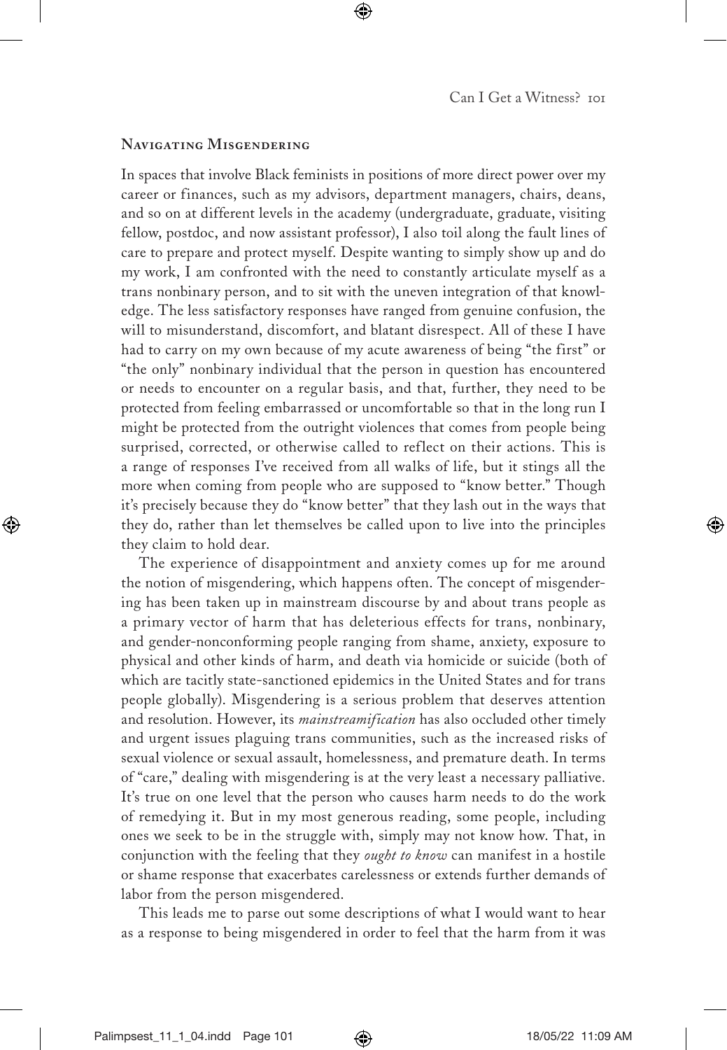## Navigating Misgendering

In spaces that involve Black feminists in positions of more direct power over my career or finances, such as my advisors, department managers, chairs, deans, and so on at different levels in the academy (undergraduate, graduate, visiting fellow, postdoc, and now assistant professor), I also toil along the fault lines of care to prepare and protect myself. Despite wanting to simply show up and do my work, I am confronted with the need to constantly articulate myself as a trans nonbinary person, and to sit with the uneven integration of that knowledge. The less satisfactory responses have ranged from genuine confusion, the will to misunderstand, discomfort, and blatant disrespect. All of these I have had to carry on my own because of my acute awareness of being "the first" or "the only" nonbinary individual that the person in question has encountered or needs to encounter on a regular basis, and that, further, they need to be protected from feeling embarrassed or uncomfortable so that in the long run I might be protected from the outright violences that comes from people being surprised, corrected, or otherwise called to reflect on their actions. This is a range of responses I've received from all walks of life, but it stings all the more when coming from people who are supposed to "know better." Though it's precisely because they do "know better" that they lash out in the ways that they do, rather than let themselves be called upon to live into the principles they claim to hold dear.

The experience of disappointment and anxiety comes up for me around the notion of misgendering, which happens often. The concept of misgendering has been taken up in mainstream discourse by and about trans people as a primary vector of harm that has deleterious effects for trans, nonbinary, and gender-nonconforming people ranging from shame, anxiety, exposure to physical and other kinds of harm, and death via homicide or suicide (both of which are tacitly state-sanctioned epidemics in the United States and for trans people globally). Misgendering is a serious problem that deserves attention and resolution. However, its *mainstreamification* has also occluded other timely and urgent issues plaguing trans communities, such as the increased risks of sexual violence or sexual assault, homelessness, and premature death. In terms of "care," dealing with misgendering is at the very least a necessary palliative. It's true on one level that the person who causes harm needs to do the work of remedying it. But in my most generous reading, some people, including ones we seek to be in the struggle with, simply may not know how. That, in conjunction with the feeling that they *ought to know* can manifest in a hostile or shame response that exacerbates carelessness or extends further demands of labor from the person misgendered.

This leads me to parse out some descriptions of what I would want to hear as a response to being misgendered in order to feel that the harm from it was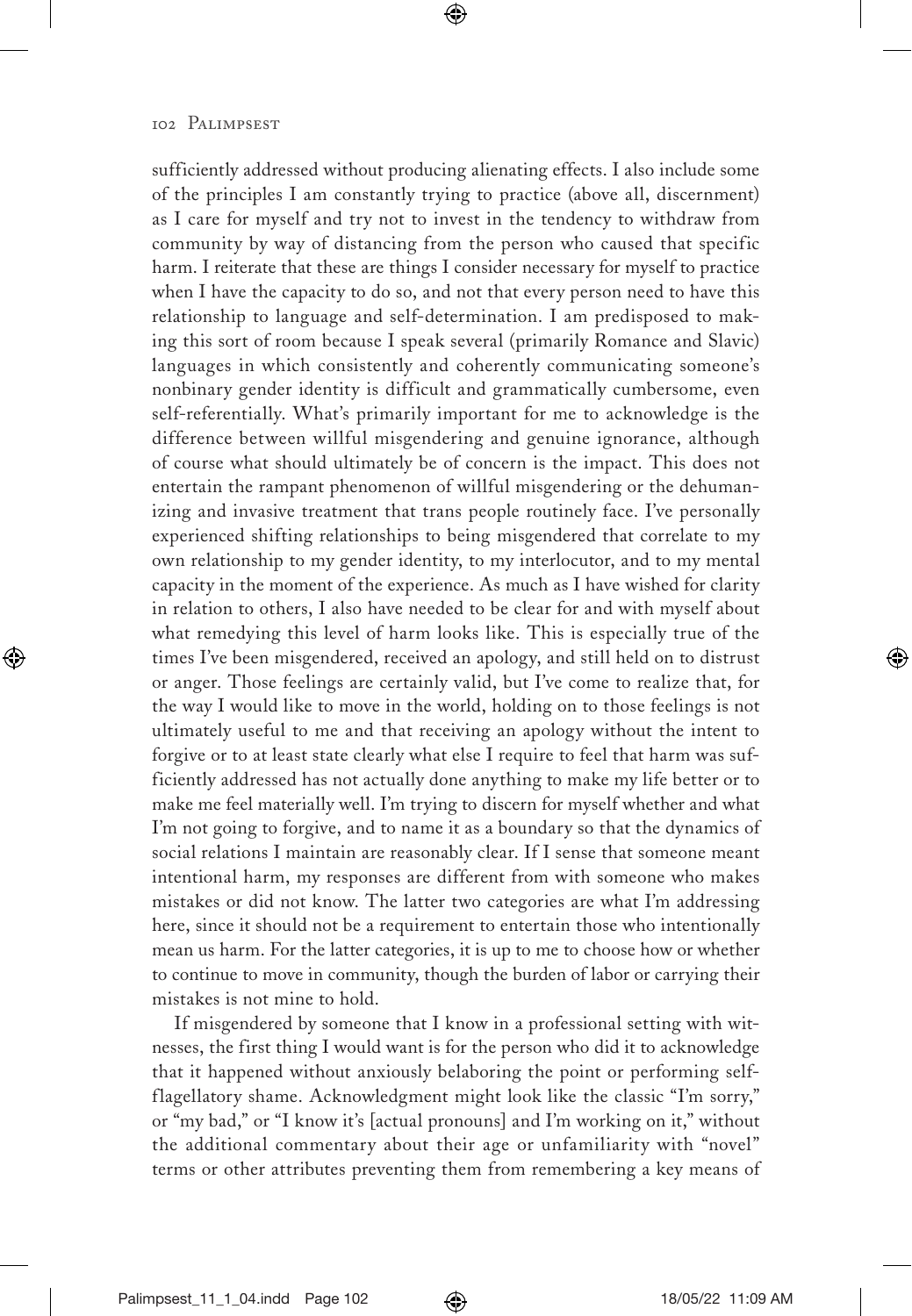sufficiently addressed without producing alienating effects. I also include some of the principles I am constantly trying to practice (above all, discernment) as I care for myself and try not to invest in the tendency to withdraw from community by way of distancing from the person who caused that specific harm. I reiterate that these are things I consider necessary for myself to practice when I have the capacity to do so, and not that every person need to have this relationship to language and self-determination. I am predisposed to making this sort of room because I speak several (primarily Romance and Slavic) languages in which consistently and coherently communicating someone's nonbinary gender identity is difficult and grammatically cumbersome, even self-referentially. What's primarily important for me to acknowledge is the difference between willful misgendering and genuine ignorance, although of course what should ultimately be of concern is the impact. This does not entertain the rampant phenomenon of willful misgendering or the dehumanizing and invasive treatment that trans people routinely face. I've personally experienced shifting relationships to being misgendered that correlate to my own relationship to my gender identity, to my interlocutor, and to my mental capacity in the moment of the experience. As much as I have wished for clarity in relation to others, I also have needed to be clear for and with myself about what remedying this level of harm looks like. This is especially true of the times I've been misgendered, received an apology, and still held on to distrust or anger. Those feelings are certainly valid, but I've come to realize that, for the way I would like to move in the world, holding on to those feelings is not ultimately useful to me and that receiving an apology without the intent to forgive or to at least state clearly what else I require to feel that harm was sufficiently addressed has not actually done anything to make my life better or to make me feel materially well. I'm trying to discern for myself whether and what I'm not going to forgive, and to name it as a boundary so that the dynamics of social relations I maintain are reasonably clear. If I sense that someone meant intentional harm, my responses are different from with someone who makes mistakes or did not know. The latter two categories are what I'm addressing here, since it should not be a requirement to entertain those who intentionally mean us harm. For the latter categories, it is up to me to choose how or whether to continue to move in community, though the burden of labor or carrying their mistakes is not mine to hold.

If misgendered by someone that I know in a professional setting with witnesses, the first thing I would want is for the person who did it to acknowledge that it happened without anxiously belaboring the point or performing self-flagellatory shame. Acknowledgment might look like the classic "I'm sorry," or "my bad," or "I know it's [actual pronouns] and I'm working on it," without the additional commentary about their age or unfamiliarity with "novel" terms or other attributes preventing them from remembering a key means of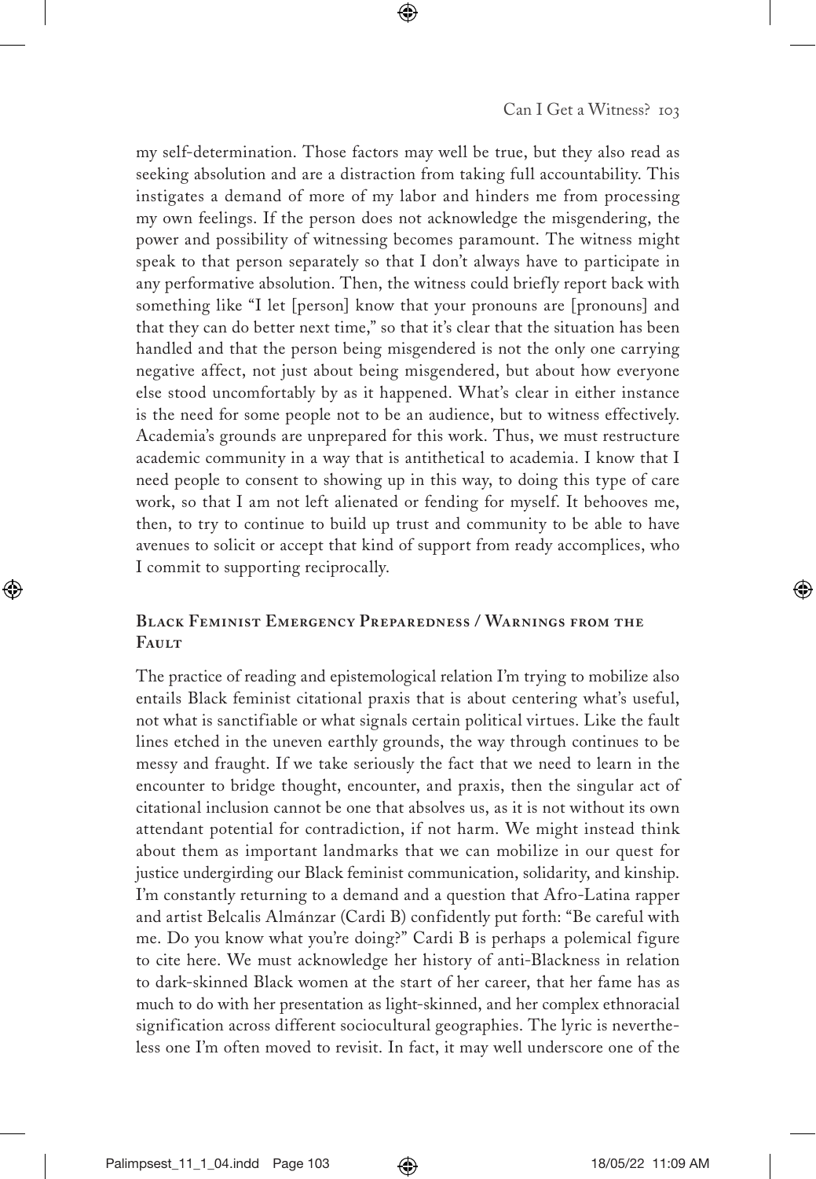my self-determination. Those factors may well be true, but they also read as seeking absolution and are a distraction from taking full accountability. This instigates a demand of more of my labor and hinders me from processing my own feelings. If the person does not acknowledge the misgendering, the power and possibility of witnessing becomes paramount. The witness might speak to that person separately so that I don't always have to participate in any performative absolution. Then, the witness could briefly report back with something like "I let [person] know that your pronouns are [pronouns] and that they can do better next time," so that it's clear that the situation has been handled and that the person being misgendered is not the only one carrying negative affect, not just about being misgendered, but about how everyone else stood uncomfortably by as it happened. What's clear in either instance is the need for some people not to be an audience, but to witness effectively. Academia's grounds are unprepared for this work. Thus, we must restructure academic community in a way that is antithetical to academia. I know that I need people to consent to showing up in this way, to doing this type of care work, so that I am not left alienated or fending for myself. It behooves me, then, to try to continue to build up trust and community to be able to have avenues to solicit or accept that kind of support from ready accomplices, who I commit to supporting reciprocally.

## Black Feminist Emergency Preparedness / Warnings from the Fault

The practice of reading and epistemological relation I'm trying to mobilize also entails Black feminist citational praxis that is about centering what's useful, not what is sanctifiable or what signals certain political virtues. Like the fault lines etched in the uneven earthly grounds, the way through continues to be messy and fraught. If we take seriously the fact that we need to learn in the encounter to bridge thought, encounter, and praxis, then the singular act of citational inclusion cannot be one that absolves us, as it is not without its own attendant potential for contradiction, if not harm. We might instead think about them as important landmarks that we can mobilize in our quest for justice undergirding our Black feminist communication, solidarity, and kinship. I'm constantly returning to a demand and a question that Afro-Latina rapper and artist Belcalis Almánzar (Cardi B) confidently put forth: "Be careful with me. Do you know what you're doing?" Cardi B is perhaps a polemical figure to cite here. We must acknowledge her history of anti-Blackness in relation to dark-skinned Black women at the start of her career, that her fame has as much to do with her presentation as light-skinned, and her complex ethnoracial signification across different sociocultural geographies. The lyric is nevertheless one I'm often moved to revisit. In fact, it may well underscore one of the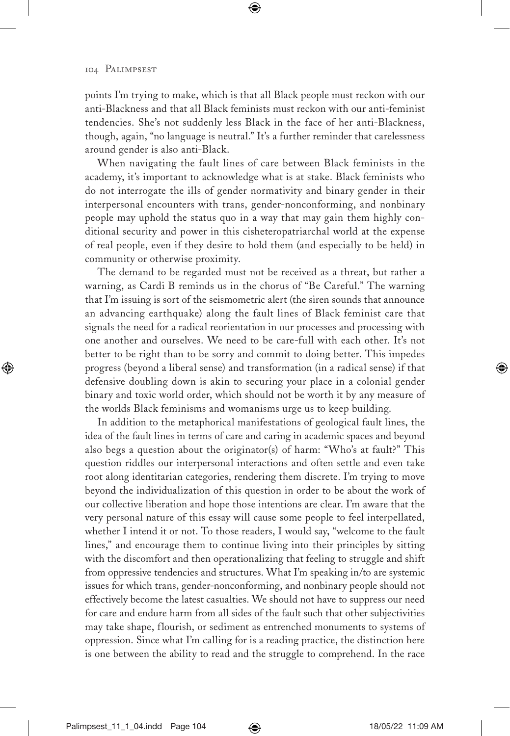points I'm trying to make, which is that all Black people must reckon with our anti-Blackness and that all Black feminists must reckon with our anti-feminist tendencies. She's not suddenly less Black in the face of her anti-Blackness, though, again, "no language is neutral." It's a further reminder that carelessness around gender is also anti-Black.

When navigating the fault lines of care between Black feminists in the academy, it's important to acknowledge what is at stake. Black feminists who do not interrogate the ills of gender normativity and binary gender in their interpersonal encounters with trans, gender-nonconforming, and nonbinary people may uphold the status quo in a way that may gain them highly conditional security and power in this cisheteropatriarchal world at the expense of real people, even if they desire to hold them (and especially to be held) in community or otherwise proximity.

The demand to be regarded must not be received as a threat, but rather a warning, as Cardi B reminds us in the chorus of "Be Careful." The warning that I'm issuing is sort of the seismometric alert (the siren sounds that announce an advancing earthquake) along the fault lines of Black feminist care that signals the need for a radical reorientation in our processes and processing with one another and ourselves. We need to be care-full with each other. It's not better to be right than to be sorry and commit to doing better. This impedes progress (beyond a liberal sense) and transformation (in a radical sense) if that defensive doubling down is akin to securing your place in a colonial gender binary and toxic world order, which should not be worth it by any measure of the worlds Black feminisms and womanisms urge us to keep building.

In addition to the metaphorical manifestations of geological fault lines, the idea of the fault lines in terms of care and caring in academic spaces and beyond also begs a question about the originator(s) of harm: "Who's at fault?" This question riddles our interpersonal interactions and often settle and even take root along identitarian categories, rendering them discrete. I'm trying to move beyond the individualization of this question in order to be about the work of our collective liberation and hope those intentions are clear. I'm aware that the very personal nature of this essay will cause some people to feel interpellated, whether I intend it or not. To those readers, I would say, "welcome to the fault lines," and encourage them to continue living into their principles by sitting with the discomfort and then operationalizing that feeling to struggle and shift from oppressive tendencies and structures. What I'm speaking in/to are systemic issues for which trans, gender-nonconforming, and nonbinary people should not effectively become the latest casualties. We should not have to suppress our need for care and endure harm from all sides of the fault such that other subjectivities may take shape, flourish, or sediment as entrenched monuments to systems of oppression. Since what I'm calling for is a reading practice, the distinction here is one between the ability to read and the struggle to comprehend. In the race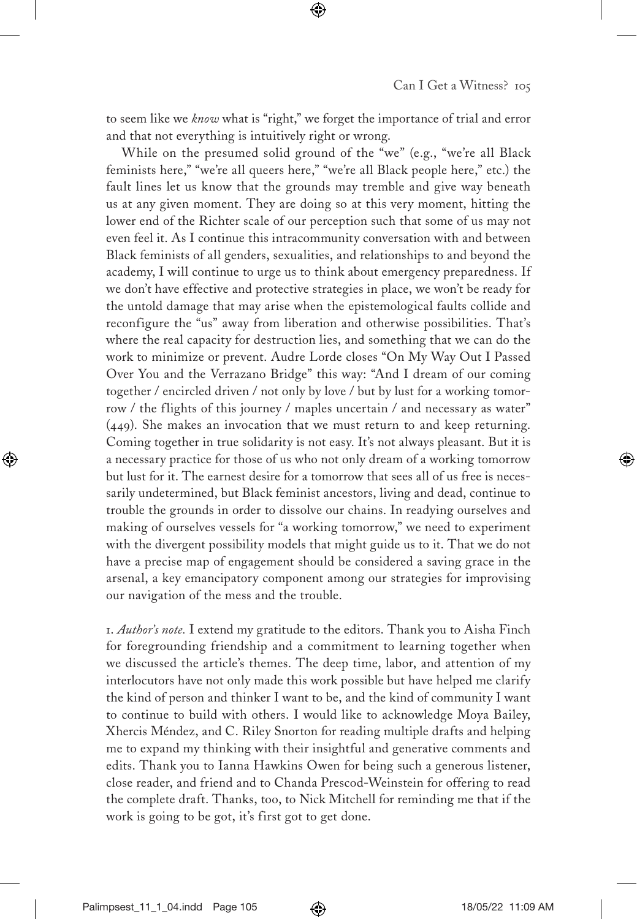to seem like we *know* what is "right," we forget the importance of trial and error and that not everything is intuitively right or wrong.

While on the presumed solid ground of the "we" (e.g., "we're all Black feminists here," "we're all queers here," "we're all Black people here," etc.) the fault lines let us know that the grounds may tremble and give way beneath us at any given moment. They are doing so at this very moment, hitting the lower end of the Richter scale of our perception such that some of us may not even feel it. As I continue this intracommunity conversation with and between Black feminists of all genders, sexualities, and relationships to and beyond the academy, I will continue to urge us to think about emergency preparedness. If we don't have effective and protective strategies in place, we won't be ready for the untold damage that may arise when the epistemological faults collide and reconfigure the "us" away from liberation and otherwise possibilities. That's where the real capacity for destruction lies, and something that we can do the work to minimize or prevent. Audre Lorde closes "On My Way Out I Passed Over You and the Verrazano Bridge" this way: "And I dream of our coming together / encircled driven / not only by love / but by lust for a working tomorrow / the flights of this journey / maples uncertain / and necessary as water" (449). She makes an invocation that we must return to and keep returning. Coming together in true solidarity is not easy. It's not always pleasant. But it is a necessary practice for those of us who not only dream of a working tomorrow but lust for it. The earnest desire for a tomorrow that sees all of us free is necessarily undetermined, but Black feminist ancestors, living and dead, continue to trouble the grounds in order to dissolve our chains. In readying ourselves and making of ourselves vessels for "a working tomorrow," we need to experiment with the divergent possibility models that might guide us to it. That we do not have a precise map of engagement should be considered a saving grace in the arsenal, a key emancipatory component among our strategies for improvising our navigation of the mess and the trouble.

1. *Author's note.* I extend my gratitude to the editors. Thank you to Aisha Finch for foregrounding friendship and a commitment to learning together when we discussed the article's themes. The deep time, labor, and attention of my interlocutors have not only made this work possible but have helped me clarify the kind of person and thinker I want to be, and the kind of community I want to continue to build with others. I would like to acknowledge Moya Bailey, Xhercis Méndez, and C. Riley Snorton for reading multiple drafts and helping me to expand my thinking with their insightful and generative comments and edits. Thank you to Ianna Hawkins Owen for being such a generous listener, close reader, and friend and to Chanda Prescod-Weinstein for offering to read the complete draft. Thanks, too, to Nick Mitchell for reminding me that if the work is going to be got, it's first got to get done.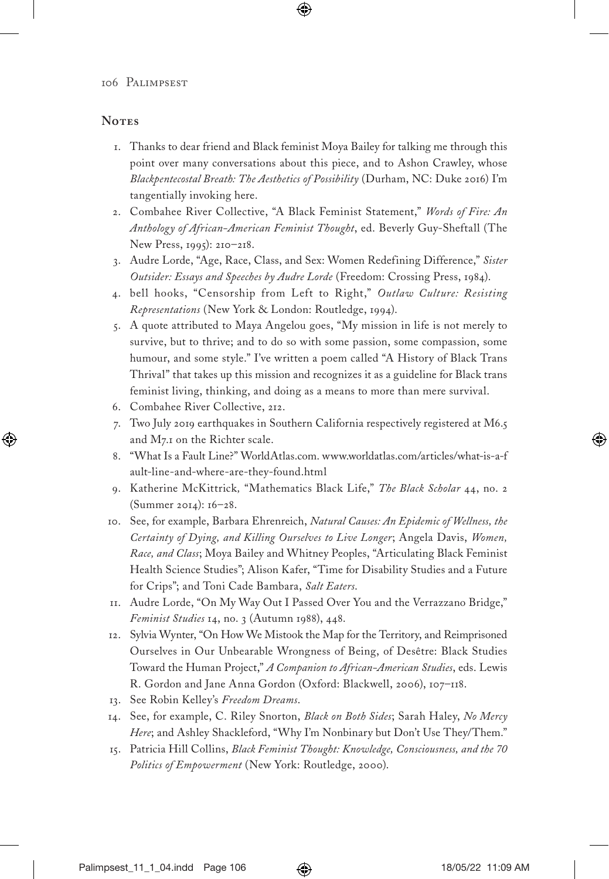## Notes

1. Thanks to dear friend and Black feminist Moya Bailey for talking me through this point over many conversations about this piece, and to Ashon Crawley, whose *Blackpentecostal Breath: The Aesthetics of Possibility* (Durham, NC: Duke 2016) I'm tangentially invoking here.
2. Combahee River Collective, "A Black Feminist Statement," *Words of Fire: An Anthology of African-American Feminist Thought*, ed. Beverly Guy-Sheftall (The New Press, 1995): 210–218.
3. Audre Lorde, "Age, Race, Class, and Sex: Women Redefining Difference," *Sister Outsider: Essays and Speeches by Audre Lorde* (Freedom: Crossing Press, 1984).
4. bell hooks, "Censorship from Left to Right," *Outlaw Culture: Resisting Representations* (New York & London: Routledge, 1994).
5. A quote attributed to Maya Angelou goes, "My mission in life is not merely to survive, but to thrive; and to do so with some passion, some compassion, some humour, and some style." I've written a poem called "A History of Black Trans Thrival" that takes up this mission and recognizes it as a guideline for Black trans feminist living, thinking, and doing as a means to more than mere survival.
6. Combahee River Collective, 212.
7. Two July 2019 earthquakes in Southern California respectively registered at M6.5 and M7.1 on the Richter scale.
8. "What Is a Fault Line?" WorldAtlas.com. www.worldatlas.com/articles/what-is-a-fault-line-and-where-are-they-found.html
9. Katherine McKittrick, "Mathematics Black Life," *The Black Scholar* 44, no. 2 (Summer 2014): 16–28.
10. See, for example, Barbara Ehrenreich, *Natural Causes: An Epidemic of Wellness, the Certainty of Dying, and Killing Ourselves to Live Longer*; Angela Davis, *Women, Race, and Class*; Moya Bailey and Whitney Peoples, "Articulating Black Feminist Health Science Studies"; Alison Kafer, "Time for Disability Studies and a Future for Crips"; and Toni Cade Bambara, *Salt Eaters*.
11. Audre Lorde, "On My Way Out I Passed Over You and the Verrazzano Bridge," *Feminist Studies* 14, no. 3 (Autumn 1988), 448.
12. Sylvia Wynter, "On How We Mistook the Map for the Territory, and Reimprisoned Ourselves in Our Unbearable Wrongness of Being, of Desêtre: Black Studies Toward the Human Project," *A Companion to African-American Studies*, eds. Lewis R. Gordon and Jane Anna Gordon (Oxford: Blackwell, 2006), 107–118.
13. See Robin Kelley's *Freedom Dreams*.
14. See, for example, C. Riley Snorton, *Black on Both Sides*; Sarah Haley, *No Mercy Here*; and Ashley Shackleford, "Why I'm Nonbinary but Don't Use They/Them."
15. Patricia Hill Collins, *Black Feminist Thought: Knowledge, Consciousness, and the 70 Politics of Empowerment* (New York: Routledge, 2000).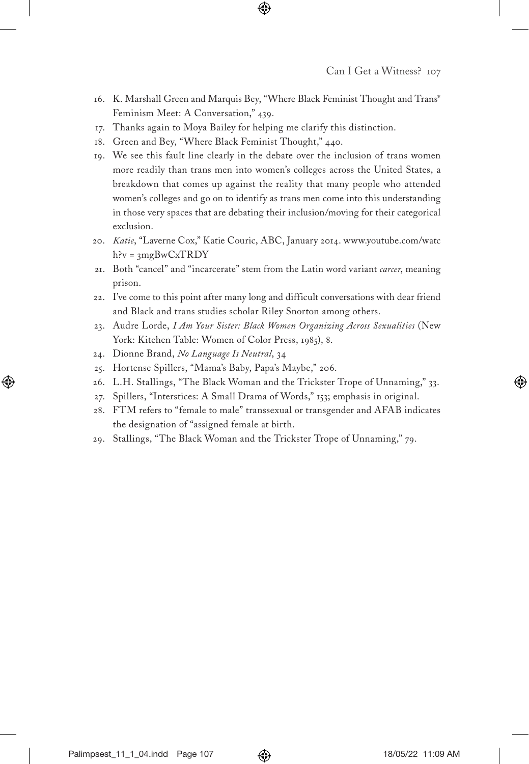16. K. Marshall Green and Marquis Bey, "Where Black Feminist Thought and Trans* Feminism Meet: A Conversation," 439.
17. Thanks again to Moya Bailey for helping me clarify this distinction.
18. Green and Bey, "Where Black Feminist Thought," 440.
19. We see this fault line clearly in the debate over the inclusion of trans women more readily than trans men into women's colleges across the United States, a breakdown that comes up against the reality that many people who attended women's colleges and go on to identify as trans men come into this understanding in those very spaces that are debating their inclusion/moving for their categorical exclusion.
20. *Katie*, "Laverne Cox," Katie Couric, ABC, January 2014. www.youtube.com/watch?v = 3mgBwCxTRDY
21. Both "cancel" and "incarcerate" stem from the Latin word variant *carcer*, meaning prison.
22. I've come to this point after many long and difficult conversations with dear friend and Black and trans studies scholar Riley Snorton among others.
23. Audre Lorde, *I Am Your Sister: Black Women Organizing Across Sexualities* (New York: Kitchen Table: Women of Color Press, 1985), 8.
24. Dionne Brand, *No Language Is Neutral*, 34
25. Hortense Spillers, "Mama's Baby, Papa's Maybe," 206.
26. L.H. Stallings, "The Black Woman and the Trickster Trope of Unnaming," 33.
27. Spillers, "Interstices: A Small Drama of Words," 153; emphasis in original.
28. FTM refers to "female to male" transsexual or transgender and AFAB indicates the designation of "assigned female at birth.
29. Stallings, "The Black Woman and the Trickster Trope of Unnaming," 79.